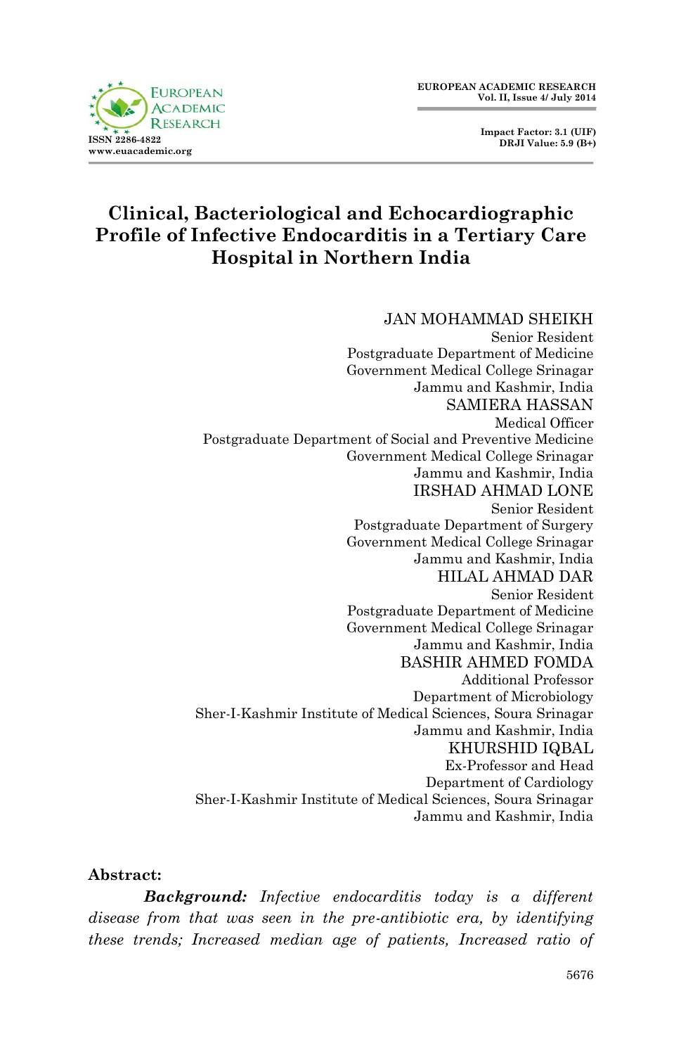# Clinical, Bacteriological and Echocardiographic Profile of Infective Endocarditis in a Tertiary Care Hospital in Northern India

JAN MOHAMMAD SHEIKH
Senior Resident
Postgraduate Department of Medicine
Government Medical College Srinagar
Jammu and Kashmir, India

SAMIERA HASSAN
Medical Officer
Postgraduate Department of Social and Preventive Medicine
Government Medical College Srinagar
Jammu and Kashmir, India

IRSHAD AHMAD LONE
Senior Resident
Postgraduate Department of Surgery
Government Medical College Srinagar
Jammu and Kashmir, India

HILAL AHMAD DAR
Senior Resident
Postgraduate Department of Medicine
Government Medical College Srinagar
Jammu and Kashmir, India

BASHIR AHMED FOMDA
Additional Professor
Department of Microbiology
Sher-I-Kashmir Institute of Medical Sciences, Soura Srinagar
Jammu and Kashmir, India

KHURSHID IQBAL
Ex-Professor and Head
Department of Cardiology
Sher-I-Kashmir Institute of Medical Sciences, Soura Srinagar
Jammu and Kashmir, India

**Abstract:**

***Background:*** *Infective endocarditis today is a different disease from that was seen in the pre-antibiotic era, by identifying these trends; Increased median age of patients, Increased ratio of*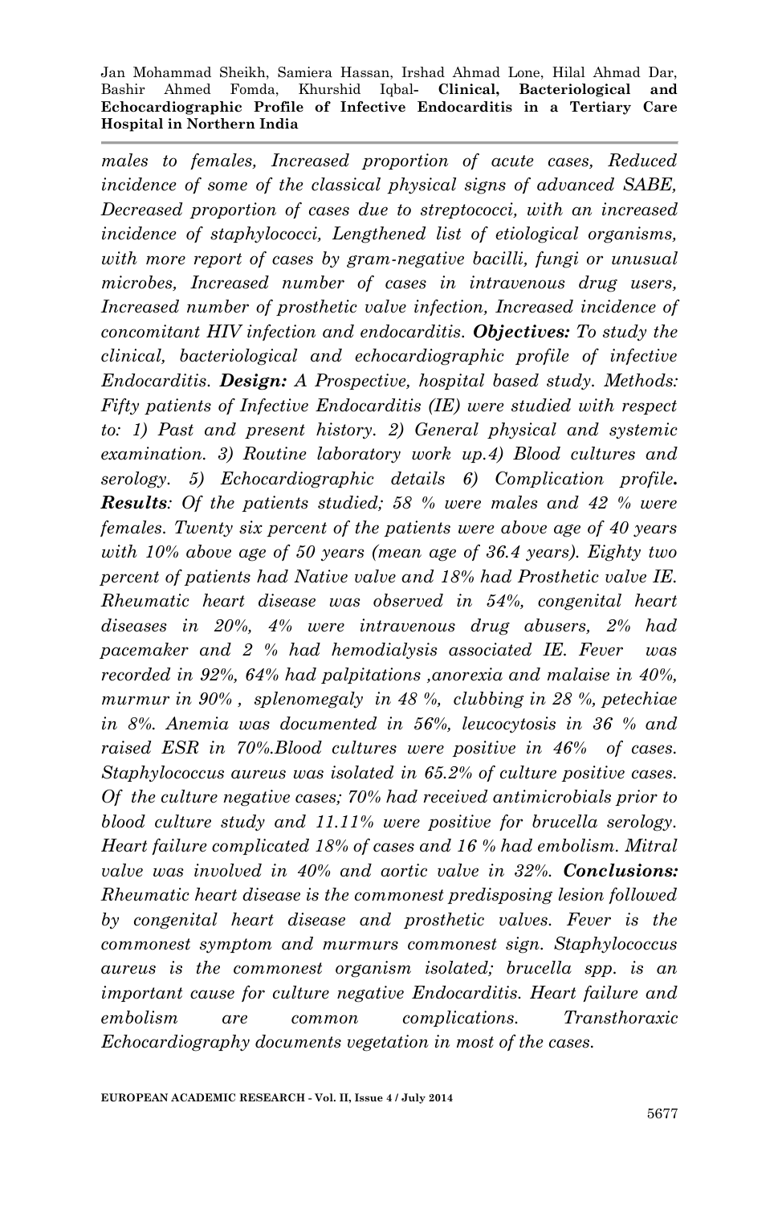*males to females, Increased proportion of acute cases, Reduced incidence of some of the classical physical signs of advanced SABE, Decreased proportion of cases due to streptococci, with an increased incidence of staphylococci, Lengthened list of etiological organisms, with more report of cases by gram-negative bacilli, fungi or unusual microbes, Increased number of cases in intravenous drug users, Increased number of prosthetic valve infection, Increased incidence of concomitant HIV infection and endocarditis.* ***Objectives:*** *To study the clinical, bacteriological and echocardiographic profile of infective Endocarditis.* ***Design:*** *A Prospective, hospital based study. Methods: Fifty patients of Infective Endocarditis (IE) were studied with respect to: 1) Past and present history. 2) General physical and systemic examination. 3) Routine laboratory work up.4) Blood cultures and serology. 5) Echocardiographic details 6) Complication profile****.*** ***Results****: Of the patients studied; 58 % were males and 42 % were females. Twenty six percent of the patients were above age of 40 years with 10% above age of 50 years (mean age of 36.4 years). Eighty two percent of patients had Native valve and 18% had Prosthetic valve IE. Rheumatic heart disease was observed in 54%, congenital heart diseases in 20%, 4% were intravenous drug abusers, 2% had pacemaker and 2 % had hemodialysis associated IE. Fever was recorded in 92%, 64% had palpitations ,anorexia and malaise in 40%, murmur in 90% , splenomegaly in 48 %, clubbing in 28 %, petechiae in 8%. Anemia was documented in 56%, leucocytosis in 36 % and raised ESR in 70%.Blood cultures were positive in 46% of cases. Staphylococcus aureus was isolated in 65.2% of culture positive cases. Of the culture negative cases; 70% had received antimicrobials prior to blood culture study and 11.11% were positive for brucella serology. Heart failure complicated 18% of cases and 16 % had embolism. Mitral valve was involved in 40% and aortic valve in 32%.* ***Conclusions:*** *Rheumatic heart disease is the commonest predisposing lesion followed by congenital heart disease and prosthetic valves. Fever is the commonest symptom and murmurs commonest sign. Staphylococcus aureus is the commonest organism isolated; brucella spp. is an important cause for culture negative Endocarditis. Heart failure and embolism are common complications. Transthoraxic Echocardiography documents vegetation in most of the cases.*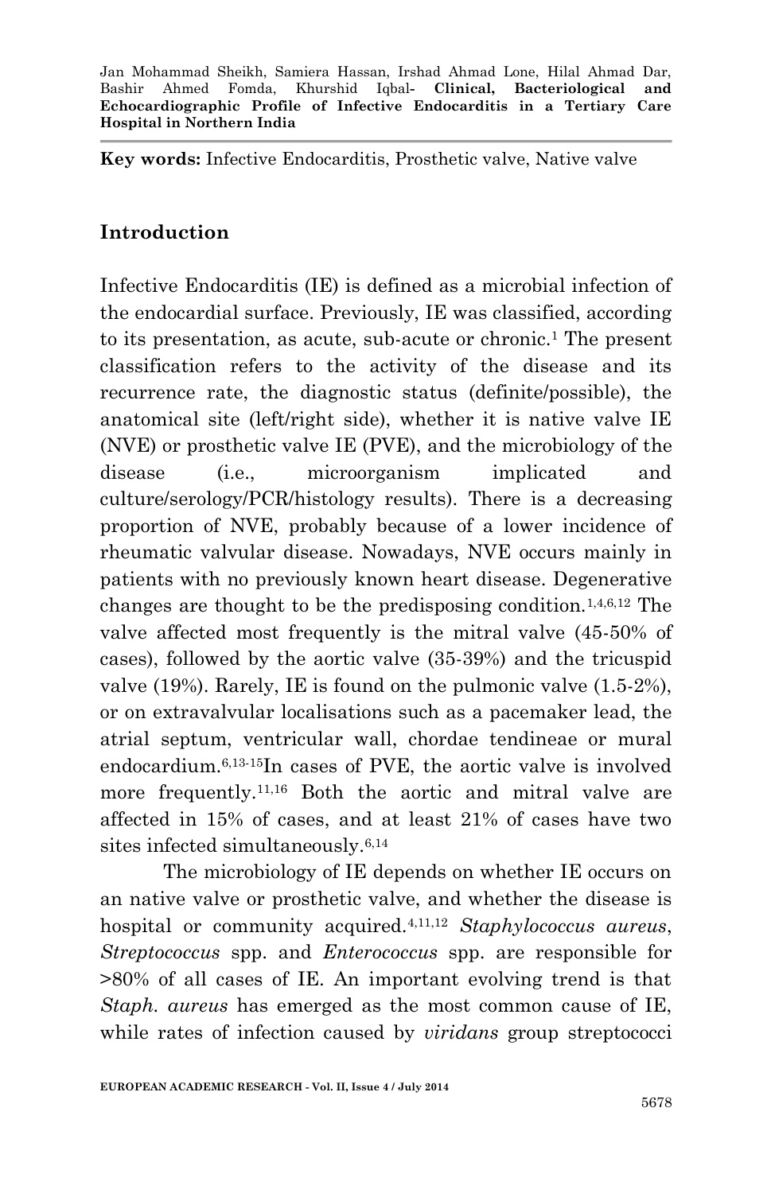**Key words:** Infective Endocarditis, Prosthetic valve, Native valve

## Introduction

Infective Endocarditis (IE) is defined as a microbial infection of the endocardial surface. Previously, IE was classified, according to its presentation, as acute, sub-acute or chronic.[1] The present classification refers to the activity of the disease and its recurrence rate, the diagnostic status (definite/possible), the anatomical site (left/right side), whether it is native valve IE (NVE) or prosthetic valve IE (PVE), and the microbiology of the disease (i.e., microorganism implicated and culture/serology/PCR/histology results). There is a decreasing proportion of NVE, probably because of a lower incidence of rheumatic valvular disease. Nowadays, NVE occurs mainly in patients with no previously known heart disease. Degenerative changes are thought to be the predisposing condition.[1,4,6,12] The valve affected most frequently is the mitral valve (45-50% of cases), followed by the aortic valve (35-39%) and the tricuspid valve (19%). Rarely, IE is found on the pulmonic valve (1.5-2%), or on extravalvular localisations such as a pacemaker lead, the atrial septum, ventricular wall, chordae tendineae or mural endocardium.[6,13-15]In cases of PVE, the aortic valve is involved more frequently.[11,16] Both the aortic and mitral valve are affected in 15% of cases, and at least 21% of cases have two sites infected simultaneously.[6,14]

The microbiology of IE depends on whether IE occurs on an native valve or prosthetic valve, and whether the disease is hospital or community acquired.[4,11,12] *Staphylococcus aureus*, *Streptococcus* spp. and *Enterococcus* spp. are responsible for >80% of all cases of IE. An important evolving trend is that *Staph. aureus* has emerged as the most common cause of IE, while rates of infection caused by *viridans* group streptococci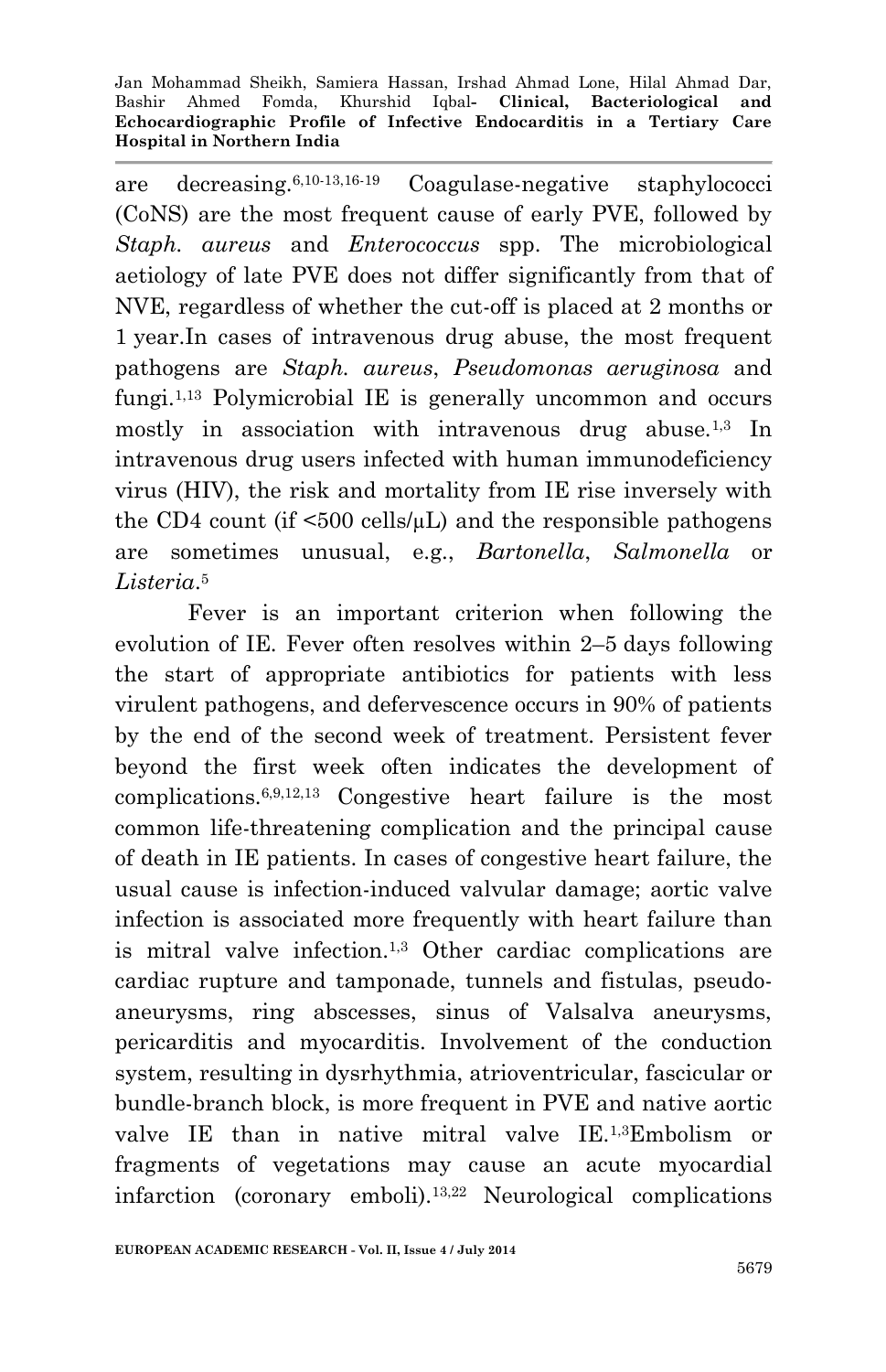are decreasing.[6,10-13,16-19] Coagulase-negative staphylococci (CoNS) are the most frequent cause of early PVE, followed by *Staph. aureus* and *Enterococcus* spp. The microbiological aetiology of late PVE does not differ significantly from that of NVE, regardless of whether the cut-off is placed at 2 months or 1 year.In cases of intravenous drug abuse, the most frequent pathogens are *Staph. aureus*, *Pseudomonas aeruginosa* and fungi.[1,13] Polymicrobial IE is generally uncommon and occurs mostly in association with intravenous drug abuse.[1,3] In intravenous drug users infected with human immunodeficiency virus (HIV), the risk and mortality from IE rise inversely with the CD4 count (if <500 cells/μL) and the responsible pathogens are sometimes unusual, e.g., *Bartonella*, *Salmonella* or *Listeria*.[5]

Fever is an important criterion when following the evolution of IE. Fever often resolves within 2–5 days following the start of appropriate antibiotics for patients with less virulent pathogens, and defervescence occurs in 90% of patients by the end of the second week of treatment. Persistent fever beyond the first week often indicates the development of complications.[6,9,12,13] Congestive heart failure is the most common life-threatening complication and the principal cause of death in IE patients. In cases of congestive heart failure, the usual cause is infection-induced valvular damage; aortic valve infection is associated more frequently with heart failure than is mitral valve infection.[1,3] Other cardiac complications are cardiac rupture and tamponade, tunnels and fistulas, pseudo-aneurysms, ring abscesses, sinus of Valsalva aneurysms, pericarditis and myocarditis. Involvement of the conduction system, resulting in dysrhythmia, atrioventricular, fascicular or bundle-branch block, is more frequent in PVE and native aortic valve IE than in native mitral valve IE.[1,3]Embolism or fragments of vegetations may cause an acute myocardial infarction (coronary emboli).[13,22] Neurological complications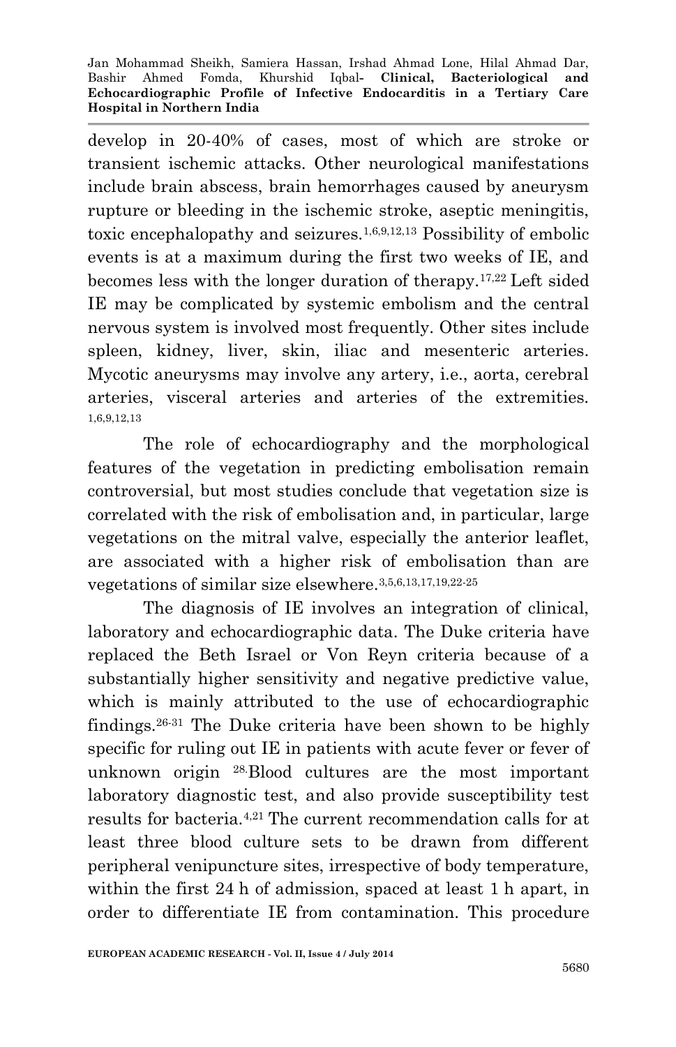develop in 20-40% of cases, most of which are stroke or transient ischemic attacks. Other neurological manifestations include brain abscess, brain hemorrhages caused by aneurysm rupture or bleeding in the ischemic stroke, aseptic meningitis, toxic encephalopathy and seizures.[1,6,9,12,13] Possibility of embolic events is at a maximum during the first two weeks of IE, and becomes less with the longer duration of therapy.[17,22] Left sided IE may be complicated by systemic embolism and the central nervous system is involved most frequently. Other sites include spleen, kidney, liver, skin, iliac and mesenteric arteries. Mycotic aneurysms may involve any artery, i.e., aorta, cerebral arteries, visceral arteries and arteries of the extremities.[1,6,9,12,13]

The role of echocardiography and the morphological features of the vegetation in predicting embolisation remain controversial, but most studies conclude that vegetation size is correlated with the risk of embolisation and, in particular, large vegetations on the mitral valve, especially the anterior leaflet, are associated with a higher risk of embolisation than are vegetations of similar size elsewhere.[3,5,6,13,17,19,22-25]

The diagnosis of IE involves an integration of clinical, laboratory and echocardiographic data. The Duke criteria have replaced the Beth Israel or Von Reyn criteria because of a substantially higher sensitivity and negative predictive value, which is mainly attributed to the use of echocardiographic findings.[26-31] The Duke criteria have been shown to be highly specific for ruling out IE in patients with acute fever or fever of unknown origin [28].Blood cultures are the most important laboratory diagnostic test, and also provide susceptibility test results for bacteria.[4,21] The current recommendation calls for at least three blood culture sets to be drawn from different peripheral venipuncture sites, irrespective of body temperature, within the first 24 h of admission, spaced at least 1 h apart, in order to differentiate IE from contamination. This procedure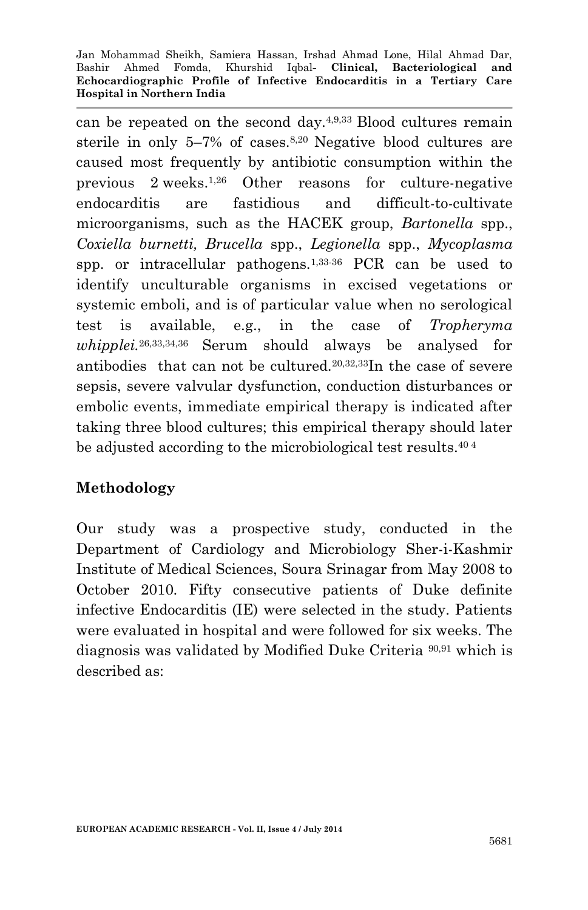can be repeated on the second day.[4,9,33] Blood cultures remain sterile in only 5–7% of cases.[8,20] Negative blood cultures are caused most frequently by antibiotic consumption within the previous 2 weeks.[1,26] Other reasons for culture-negative endocarditis are fastidious and difficult-to-cultivate microorganisms, such as the HACEK group, *Bartonella* spp., *Coxiella burnetti, Brucella* spp., *Legionella* spp., *Mycoplasma* spp. or intracellular pathogens.[1,33-36] PCR can be used to identify unculturable organisms in excised vegetations or systemic emboli, and is of particular value when no serological test is available, e.g., in the case of *Tropheryma whipplei.*[26,33,34,36] Serum should always be analysed for antibodies that can not be cultured.[20,32,33]In the case of severe sepsis, severe valvular dysfunction, conduction disturbances or embolic events, immediate empirical therapy is indicated after taking three blood cultures; this empirical therapy should later be adjusted according to the microbiological test results.[40 4]

## Methodology

Our study was a prospective study, conducted in the Department of Cardiology and Microbiology Sher-i-Kashmir Institute of Medical Sciences, Soura Srinagar from May 2008 to October 2010. Fifty consecutive patients of Duke definite infective Endocarditis (IE) were selected in the study. Patients were evaluated in hospital and were followed for six weeks. The diagnosis was validated by Modified Duke Criteria [90,91] which is described as: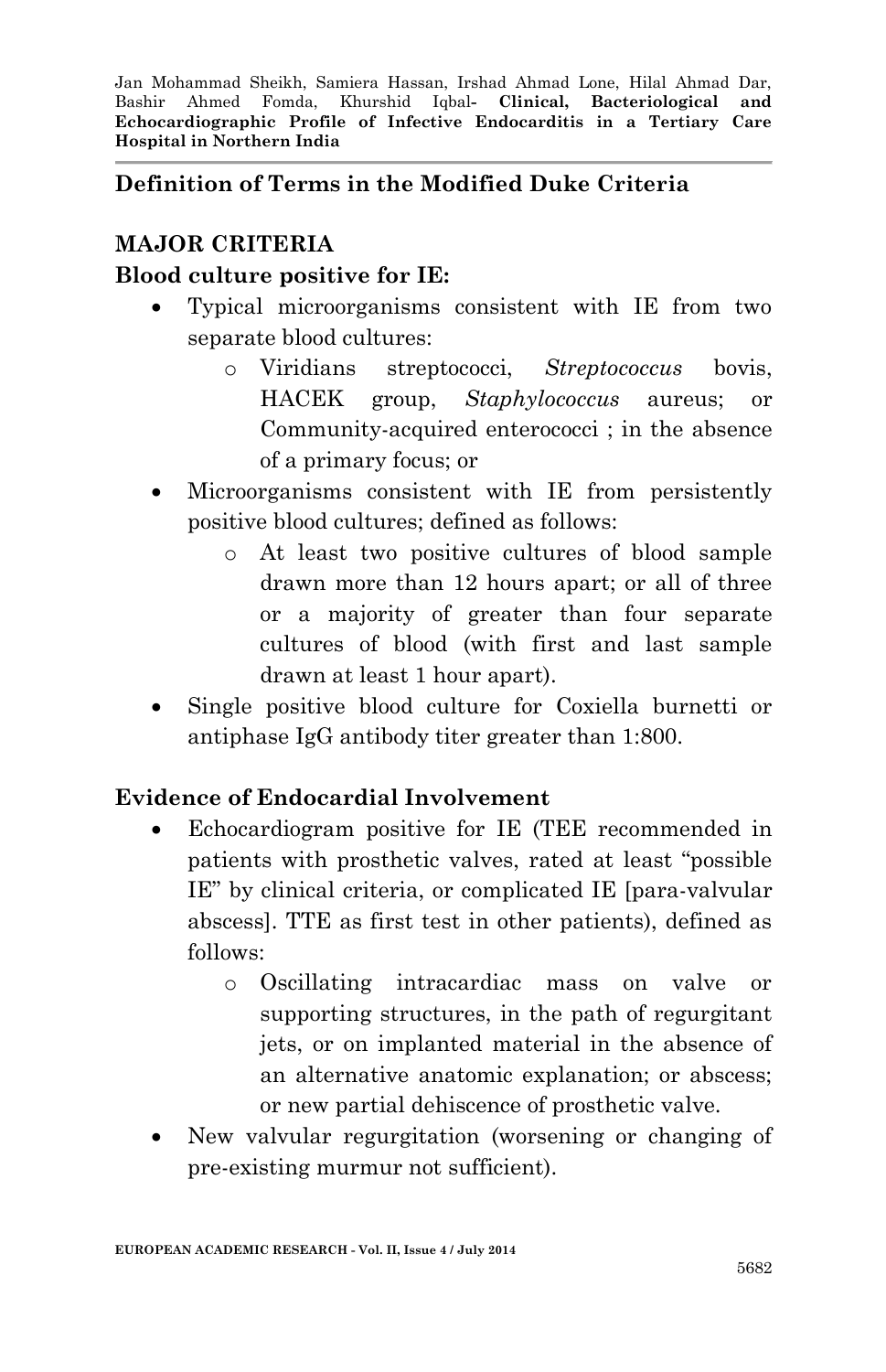## Definition of Terms in the Modified Duke Criteria

### MAJOR CRITERIA

**Blood culture positive for IE:**

- Typical microorganisms consistent with IE from two separate blood cultures:
  - Viridians streptococci, *Streptococcus* bovis, HACEK group, *Staphylococcus* aureus; or Community-acquired enterococci ; in the absence of a primary focus; or
- Microorganisms consistent with IE from persistently positive blood cultures; defined as follows:
  - At least two positive cultures of blood sample drawn more than 12 hours apart; or all of three or a majority of greater than four separate cultures of blood (with first and last sample drawn at least 1 hour apart).
- Single positive blood culture for Coxiella burnetti or antiphase IgG antibody titer greater than 1:800.

**Evidence of Endocardial Involvement**

- Echocardiogram positive for IE (TEE recommended in patients with prosthetic valves, rated at least "possible IE" by clinical criteria, or complicated IE [para-valvular abscess]. TTE as first test in other patients), defined as follows:
  - Oscillating intracardiac mass on valve or supporting structures, in the path of regurgitant jets, or on implanted material in the absence of an alternative anatomic explanation; or abscess; or new partial dehiscence of prosthetic valve.
- New valvular regurgitation (worsening or changing of pre-existing murmur not sufficient).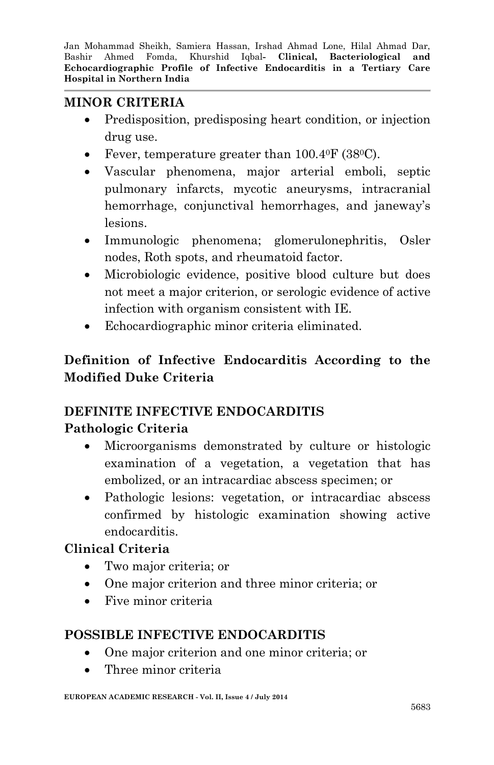## MINOR CRITERIA

- Predisposition, predisposing heart condition, or injection drug use.
- Fever, temperature greater than 100.4$^{0}$F (38$^{0}$C).
- Vascular phenomena, major arterial emboli, septic pulmonary infarcts, mycotic aneurysms, intracranial hemorrhage, conjunctival hemorrhages, and janeway's lesions.
- Immunologic phenomena; glomerulonephritis, Osler nodes, Roth spots, and rheumatoid factor.
- Microbiologic evidence, positive blood culture but does not meet a major criterion, or serologic evidence of active infection with organism consistent with IE.
- Echocardiographic minor criteria eliminated.

## Definition of Infective Endocarditis According to the Modified Duke Criteria

## DEFINITE INFECTIVE ENDOCARDITIS

### Pathologic Criteria

- Microorganisms demonstrated by culture or histologic examination of a vegetation, a vegetation that has embolized, or an intracardiac abscess specimen; or
- Pathologic lesions: vegetation, or intracardiac abscess confirmed by histologic examination showing active endocarditis.

### Clinical Criteria

- Two major criteria; or
- One major criterion and three minor criteria; or
- Five minor criteria

## POSSIBLE INFECTIVE ENDOCARDITIS

- One major criterion and one minor criteria; or
- Three minor criteria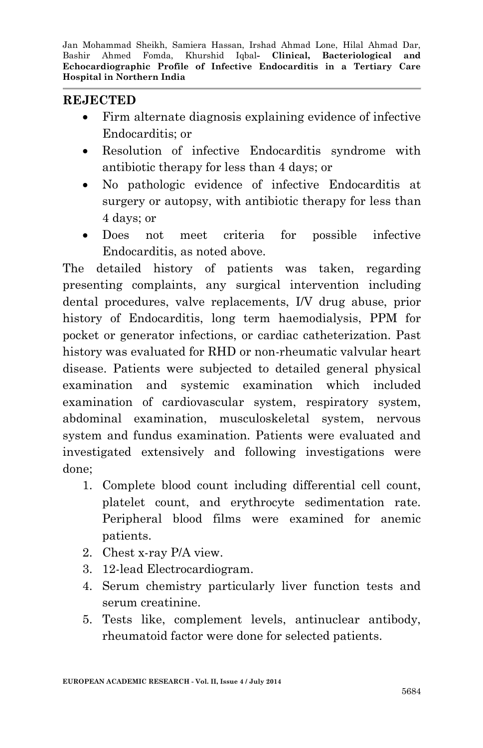**REJECTED**

- Firm alternate diagnosis explaining evidence of infective Endocarditis; or
- Resolution of infective Endocarditis syndrome with antibiotic therapy for less than 4 days; or
- No pathologic evidence of infective Endocarditis at surgery or autopsy, with antibiotic therapy for less than 4 days; or
- Does not meet criteria for possible infective Endocarditis, as noted above.

The detailed history of patients was taken, regarding presenting complaints, any surgical intervention including dental procedures, valve replacements, I/V drug abuse, prior history of Endocarditis, long term haemodialysis, PPM for pocket or generator infections, or cardiac catheterization. Past history was evaluated for RHD or non-rheumatic valvular heart disease. Patients were subjected to detailed general physical examination and systemic examination which included examination of cardiovascular system, respiratory system, abdominal examination, musculoskeletal system, nervous system and fundus examination. Patients were evaluated and investigated extensively and following investigations were done;

1. Complete blood count including differential cell count, platelet count, and erythrocyte sedimentation rate. Peripheral blood films were examined for anemic patients.
2. Chest x-ray P/A view.
3. 12-lead Electrocardiogram.
4. Serum chemistry particularly liver function tests and serum creatinine.
5. Tests like, complement levels, antinuclear antibody, rheumatoid factor were done for selected patients.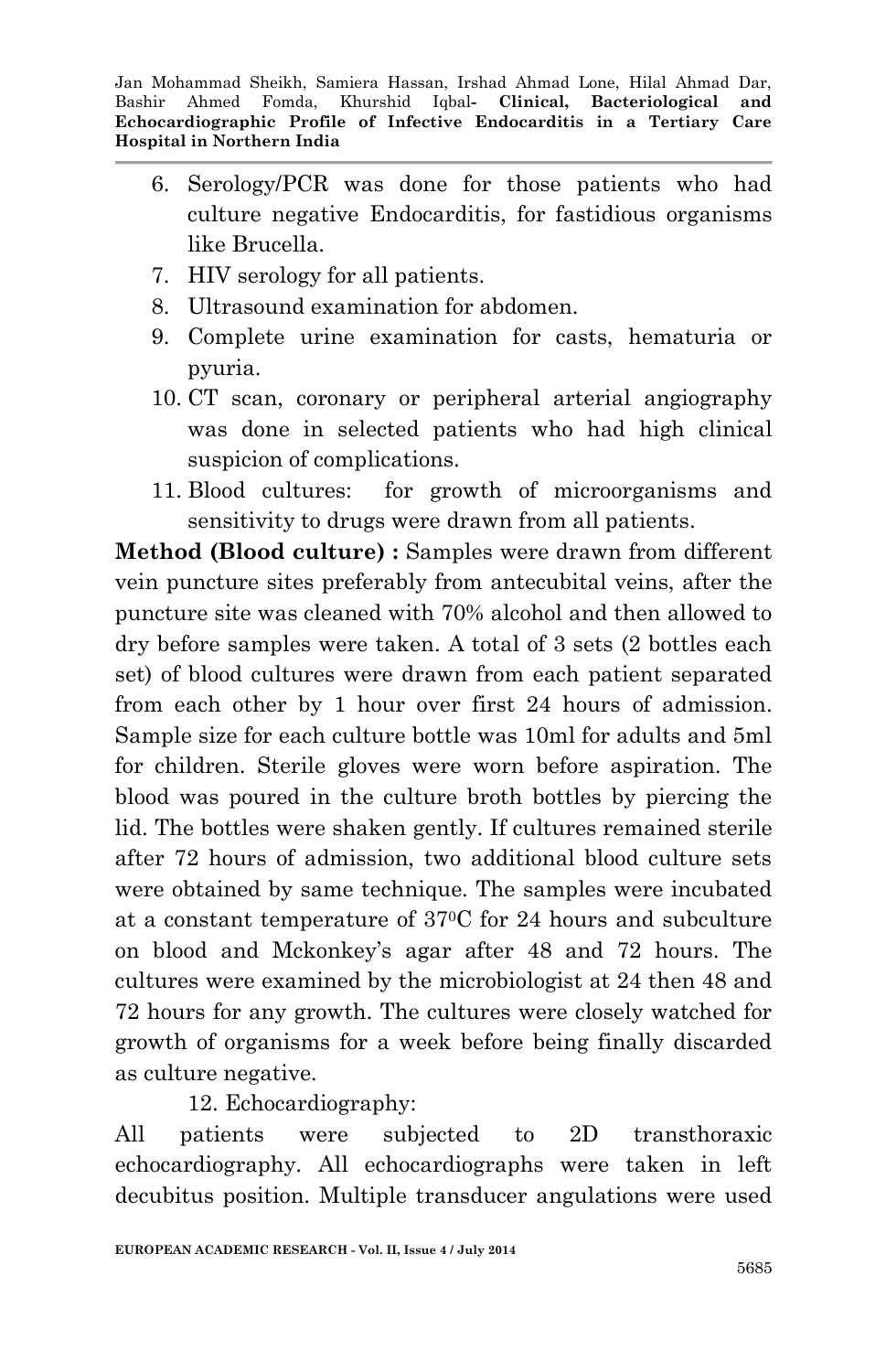6. Serology/PCR was done for those patients who had culture negative Endocarditis, for fastidious organisms like Brucella.
7. HIV serology for all patients.
8. Ultrasound examination for abdomen.
9. Complete urine examination for casts, hematuria or pyuria.
10. CT scan, coronary or peripheral arterial angiography was done in selected patients who had high clinical suspicion of complications.
11. Blood cultures: for growth of microorganisms and sensitivity to drugs were drawn from all patients.

**Method (Blood culture) :** Samples were drawn from different vein puncture sites preferably from antecubital veins, after the puncture site was cleaned with 70% alcohol and then allowed to dry before samples were taken. A total of 3 sets (2 bottles each set) of blood cultures were drawn from each patient separated from each other by 1 hour over first 24 hours of admission. Sample size for each culture bottle was 10ml for adults and 5ml for children. Sterile gloves were worn before aspiration. The blood was poured in the culture broth bottles by piercing the lid. The bottles were shaken gently. If cultures remained sterile after 72 hours of admission, two additional blood culture sets were obtained by same technique. The samples were incubated at a constant temperature of $37^0$C for 24 hours and subculture on blood and Mckonkey's agar after 48 and 72 hours. The cultures were examined by the microbiologist at 24 then 48 and 72 hours for any growth. The cultures were closely watched for growth of organisms for a week before being finally discarded as culture negative.

12. Echocardiography:

All patients were subjected to 2D transthoraxic echocardiography. All echocardiographs were taken in left decubitus position. Multiple transducer angulations were used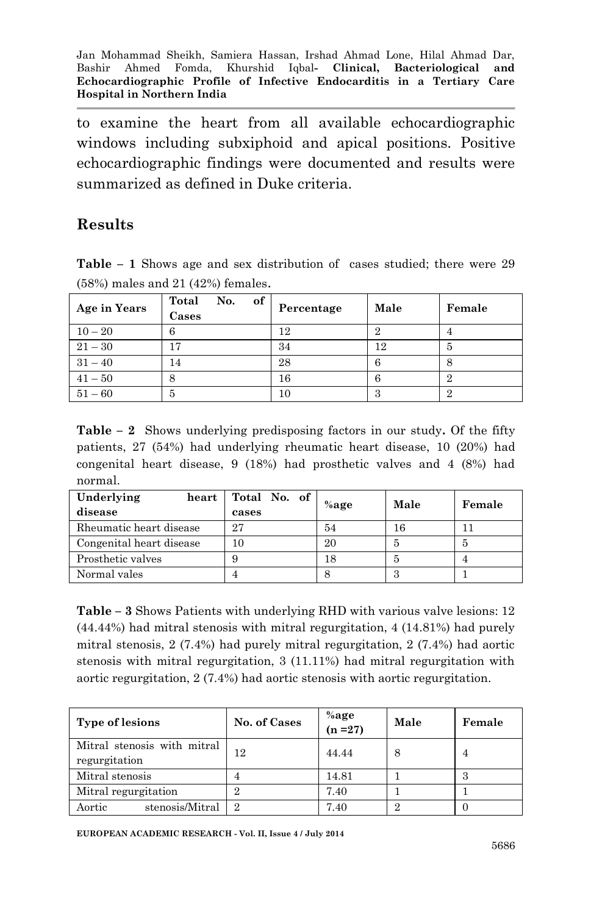to examine the heart from all available echocardiographic windows including subxiphoid and apical positions. Positive echocardiographic findings were documented and results were summarized as defined in Duke criteria.

## Results

**Table – 1** Shows age and sex distribution of cases studied; there were 29 (58%) males and 21 (42%) females.

| Age in Years | Total No. of Cases | Percentage | Male | Female |
|---|---|---|---|---|
| 10 – 20 | 6 | 12 | 2 | 4 |
| 21 – 30 | 17 | 34 | 12 | 5 |
| 31 – 40 | 14 | 28 | 6 | 8 |
| 41 – 50 | 8 | 16 | 6 | 2 |
| 51 – 60 | 5 | 10 | 3 | 2 |

**Table – 2** Shows underlying predisposing factors in our study**.** Of the fifty patients, 27 (54%) had underlying rheumatic heart disease, 10 (20%) had congenital heart disease, 9 (18%) had prosthetic valves and 4 (8%) had normal.

| Underlying heart disease | Total No. of cases | %age | Male | Female |
|---|---|---|---|---|
| Rheumatic heart disease | 27 | 54 | 16 | 11 |
| Congenital heart disease | 10 | 20 | 5 | 5 |
| Prosthetic valves | 9 | 18 | 5 | 4 |
| Normal vales | 4 | 8 | 3 | 1 |

**Table – 3** Shows Patients with underlying RHD with various valve lesions: 12 (44.44%) had mitral stenosis with mitral regurgitation, 4 (14.81%) had purely mitral stenosis, 2 (7.4%) had purely mitral regurgitation, 2 (7.4%) had aortic stenosis with mitral regurgitation, 3 (11.11%) had mitral regurgitation with aortic regurgitation, 2 (7.4%) had aortic stenosis with aortic regurgitation.

| Type of lesions | No. of Cases | %age (n =27) | Male | Female |
|---|---|---|---|---|
| Mitral stenosis with mitral regurgitation | 12 | 44.44 | 8 | 4 |
| Mitral stenosis | 4 | 14.81 | 1 | 3 |
| Mitral regurgitation | 2 | 7.40 | 1 | 1 |
| Aortic stenosis/Mitral | 2 | 7.40 | 2 | 0 |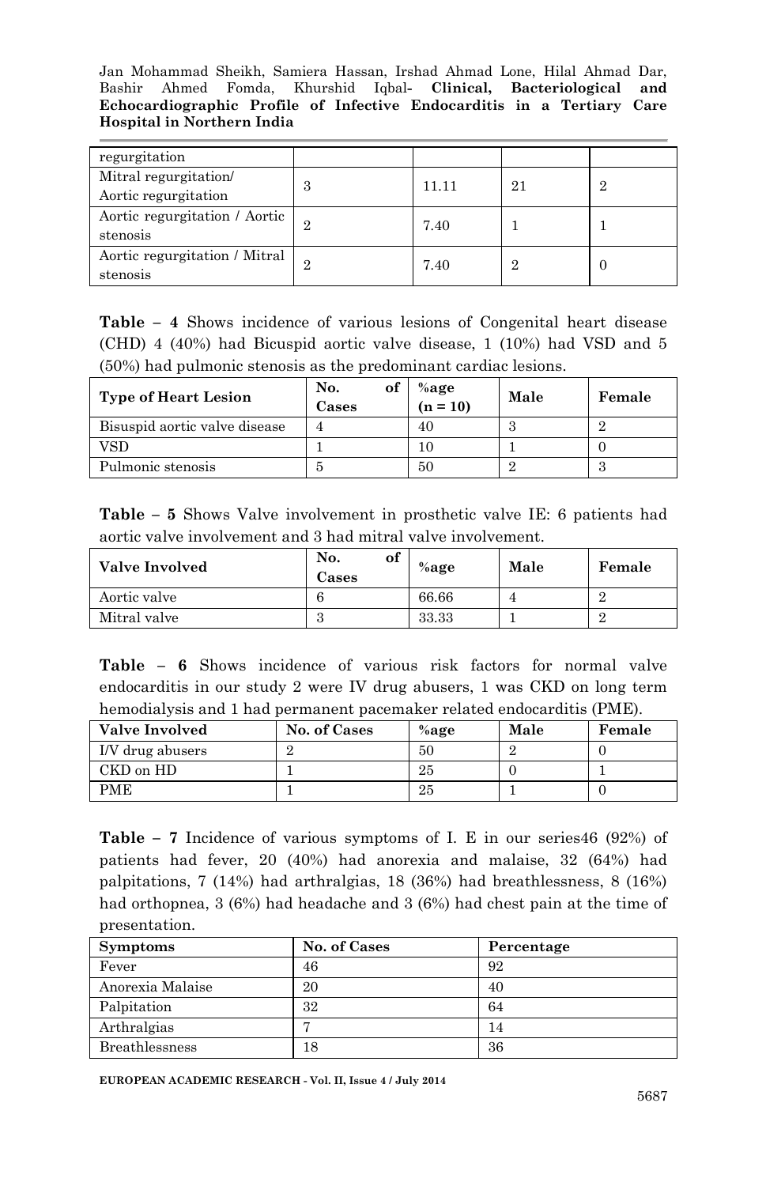| regurgitation | | | | |
|---|---|---|---|---|
| Mitral regurgitation/ Aortic regurgitation | 3 | 11.11 | 21 | 2 |
| Aortic regurgitation / Aortic stenosis | 2 | 7.40 | 1 | 1 |
| Aortic regurgitation / Mitral stenosis | 2 | 7.40 | 2 | 0 |

**Table – 4** Shows incidence of various lesions of Congenital heart disease (CHD) 4 (40%) had Bicuspid aortic valve disease, 1 (10%) had VSD and 5 (50%) had pulmonic stenosis as the predominant cardiac lesions.

| Type of Heart Lesion | No. of Cases | %age (n = 10) | Male | Female |
|---|---|---|---|---|
| Bisuspid aortic valve disease | 4 | 40 | 3 | 2 |
| VSD | 1 | 10 | 1 | 0 |
| Pulmonic stenosis | 5 | 50 | 2 | 3 |

**Table – 5** Shows Valve involvement in prosthetic valve IE: 6 patients had aortic valve involvement and 3 had mitral valve involvement.

| Valve Involved | No. of Cases | %age | Male | Female |
|---|---|---|---|---|
| Aortic valve | 6 | 66.66 | 4 | 2 |
| Mitral valve | 3 | 33.33 | 1 | 2 |

**Table – 6** Shows incidence of various risk factors for normal valve endocarditis in our study 2 were IV drug abusers, 1 was CKD on long term hemodialysis and 1 had permanent pacemaker related endocarditis (PME).

| Valve Involved | No. of Cases | %age | Male | Female |
|---|---|---|---|---|
| I/V drug abusers | 2 | 50 | 2 | 0 |
| CKD on HD | 1 | 25 | 0 | 1 |
| PME | 1 | 25 | 1 | 0 |

**Table – 7** Incidence of various symptoms of I. E in our series46 (92%) of patients had fever, 20 (40%) had anorexia and malaise, 32 (64%) had palpitations, 7 (14%) had arthralgias, 18 (36%) had breathlessness, 8 (16%) had orthopnea, 3 (6%) had headache and 3 (6%) had chest pain at the time of presentation.

| Symptoms | No. of Cases | Percentage |
|---|---|---|
| Fever | 46 | 92 |
| Anorexia Malaise | 20 | 40 |
| Palpitation | 32 | 64 |
| Arthralgias | 7 | 14 |
| Breathlessness | 18 | 36 |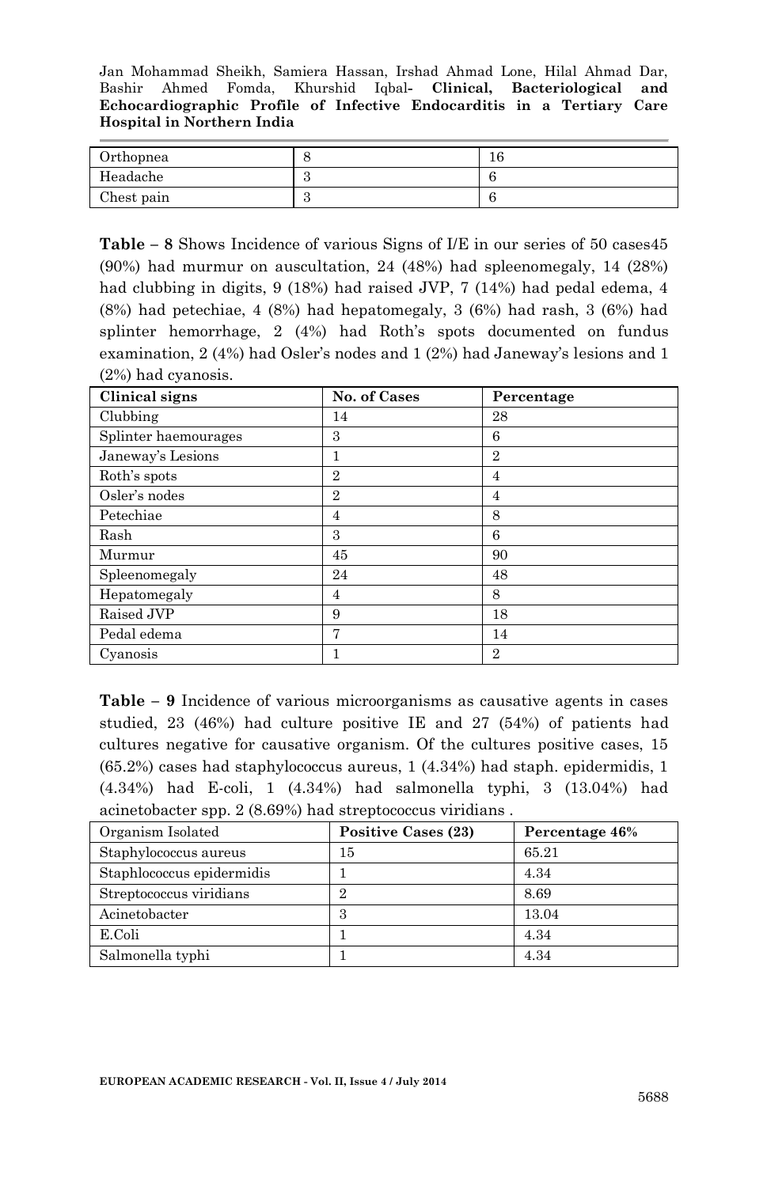| Orthopnea | 8 | 16 |
|---|---|---|
| Headache | 3 | 6 |
| Chest pain | 3 | 6 |

**Table – 8** Shows Incidence of various Signs of I/E in our series of 50 cases45 (90%) had murmur on auscultation, 24 (48%) had spleenomegaly, 14 (28%) had clubbing in digits, 9 (18%) had raised JVP, 7 (14%) had pedal edema, 4 (8%) had petechiae, 4 (8%) had hepatomegaly, 3 (6%) had rash, 3 (6%) had splinter hemorrhage, 2 (4%) had Roth's spots documented on fundus examination, 2 (4%) had Osler's nodes and 1 (2%) had Janeway's lesions and 1 (2%) had cyanosis.

| **Clinical signs** | **No. of Cases** | **Percentage** |
|---|---|---|
| Clubbing | 14 | 28 |
| Splinter haemourages | 3 | 6 |
| Janeway's Lesions | 1 | 2 |
| Roth's spots | 2 | 4 |
| Osler's nodes | 2 | 4 |
| Petechiae | 4 | 8 |
| Rash | 3 | 6 |
| Murmur | 45 | 90 |
| Spleenomegaly | 24 | 48 |
| Hepatomegaly | 4 | 8 |
| Raised JVP | 9 | 18 |
| Pedal edema | 7 | 14 |
| Cyanosis | 1 | 2 |

**Table – 9** Incidence of various microorganisms as causative agents in cases studied, 23 (46%) had culture positive IE and 27 (54%) of patients had cultures negative for causative organism. Of the cultures positive cases, 15 (65.2%) cases had staphylococcus aureus, 1 (4.34%) had staph. epidermidis, 1 (4.34%) had E-coli, 1 (4.34%) had salmonella typhi, 3 (13.04%) had acinetobacter spp. 2 (8.69%) had streptococcus viridians .

| Organism Isolated | **Positive Cases (23)** | **Percentage 46%** |
|---|---|---|
| Staphylococcus aureus | 15 | 65.21 |
| Staphlococcus epidermidis | 1 | 4.34 |
| Streptococcus viridians | 2 | 8.69 |
| Acinetobacter | 3 | 13.04 |
| E.Coli | 1 | 4.34 |
| Salmonella typhi | 1 | 4.34 |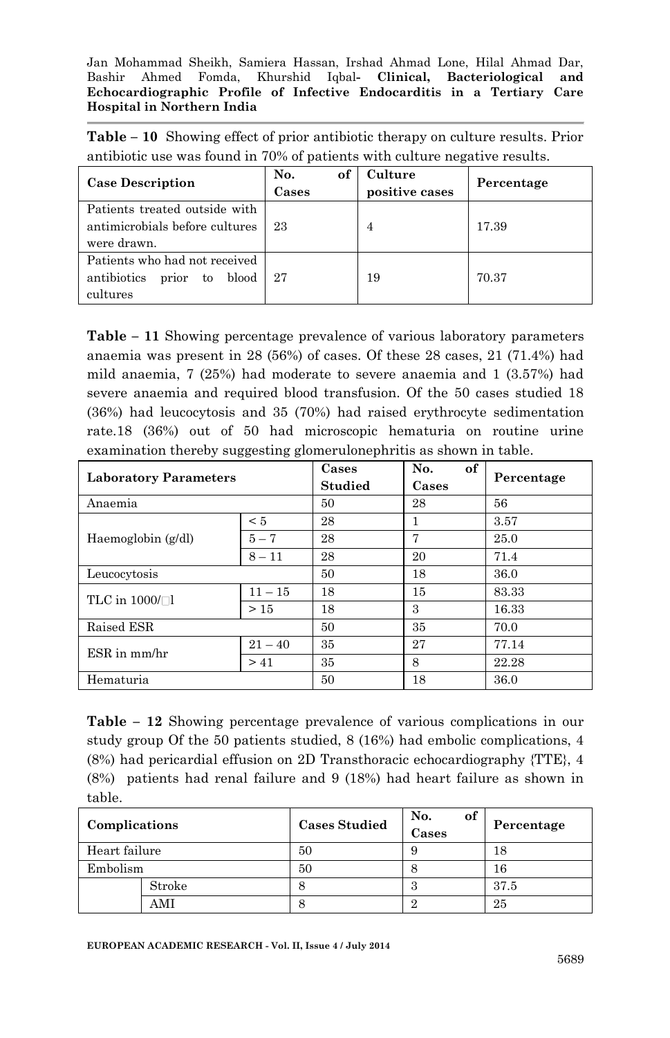**Table – 10** Showing effect of prior antibiotic therapy on culture results. Prior antibiotic use was found in 70% of patients with culture negative results.

| Case Description | No. of Cases | Culture positive cases | Percentage |
|---|---|---|---|
| Patients treated outside with antimicrobials before cultures were drawn. | 23 | 4 | 17.39 |
| Patients who had not received antibiotics prior to blood cultures | 27 | 19 | 70.37 |

**Table – 11** Showing percentage prevalence of various laboratory parameters anaemia was present in 28 (56%) of cases. Of these 28 cases, 21 (71.4%) had mild anaemia, 7 (25%) had moderate to severe anaemia and 1 (3.57%) had severe anaemia and required blood transfusion. Of the 50 cases studied 18 (36%) had leucocytosis and 35 (70%) had raised erythrocyte sedimentation rate.18 (36%) out of 50 had microscopic hematuria on routine urine examination thereby suggesting glomerulonephritis as shown in table.

| Laboratory Parameters | | Cases Studied | No. of Cases | Percentage |
|---|---|---|---|---|
| Anaemia | | 50 | 28 | 56 |
| Haemoglobin (g/dl) | < 5 | 28 | 1 | 3.57 |
| | 5 – 7 | 28 | 7 | 25.0 |
| | 8 – 11 | 28 | 20 | 71.4 |
| Leucocytosis | | 50 | 18 | 36.0 |
| TLC in 1000/□l | 11 – 15 | 18 | 15 | 83.33 |
| | > 15 | 18 | 3 | 16.33 |
| Raised ESR | | 50 | 35 | 70.0 |
| ESR in mm/hr | 21 – 40 | 35 | 27 | 77.14 |
| | > 41 | 35 | 8 | 22.28 |
| Hematuria | | 50 | 18 | 36.0 |

**Table – 12** Showing percentage prevalence of various complications in our study group Of the 50 patients studied, 8 (16%) had embolic complications, 4 (8%) had pericardial effusion on 2D Transthoracic echocardiography {TTE}, 4 (8%) patients had renal failure and 9 (18%) had heart failure as shown in table.

| Complications | | Cases Studied | No. of Cases | Percentage |
|---|---|---|---|---|
| Heart failure | | 50 | 9 | 18 |
| Embolism | | 50 | 8 | 16 |
| | Stroke | 8 | 3 | 37.5 |
| | AMI | 8 | 2 | 25 |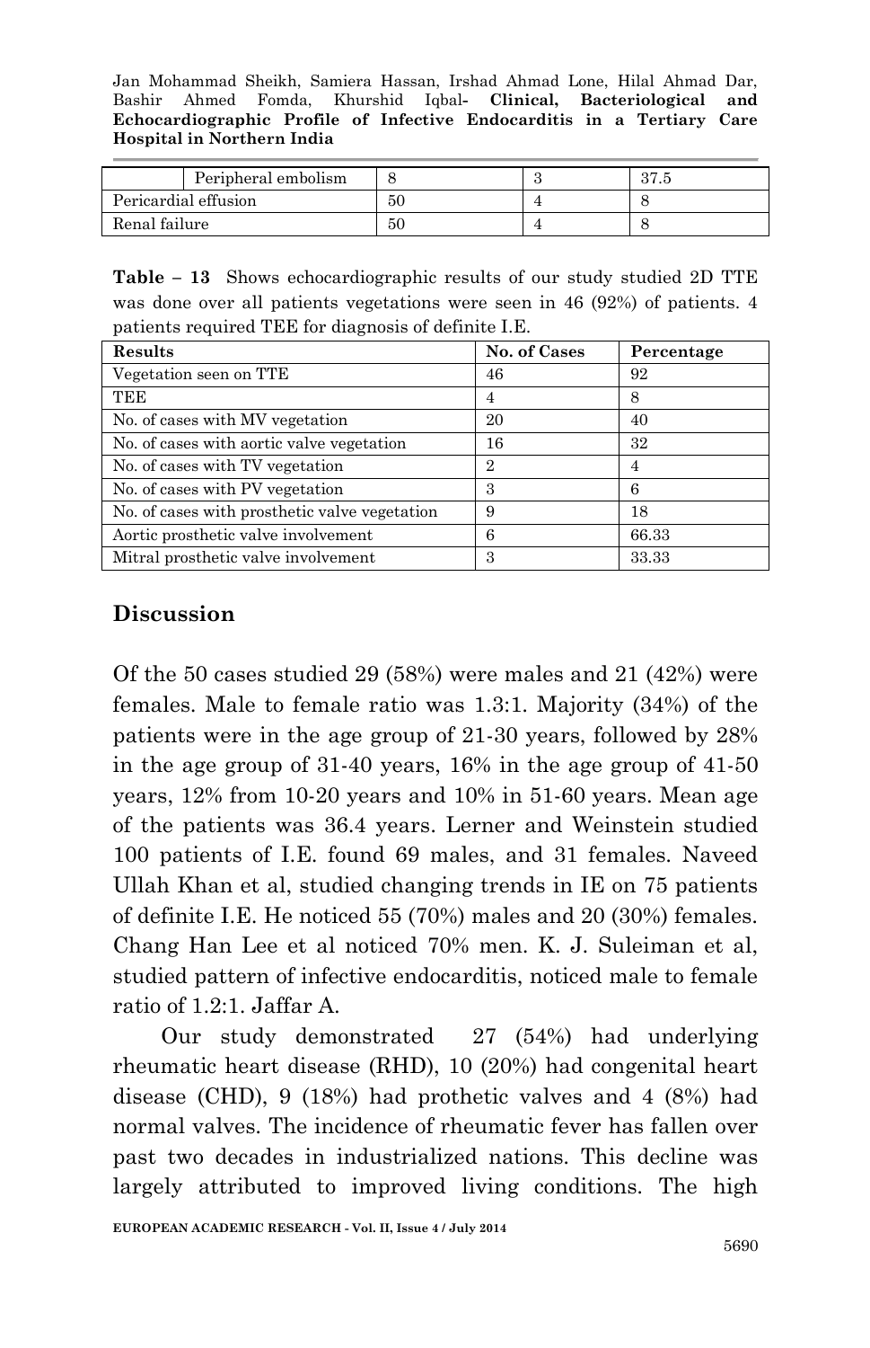|  | Peripheral embolism | 8 | 3 | 37.5 |
|---|---|---|---|---|
| Pericardial effusion | | 50 | 4 | 8 |
| Renal failure | | 50 | 4 | 8 |

**Table – 13** Shows echocardiographic results of our study studied 2D TTE was done over all patients vegetations were seen in 46 (92%) of patients. 4 patients required TEE for diagnosis of definite I.E.

| Results | No. of Cases | Percentage |
|---|---|---|
| Vegetation seen on TTE | 46 | 92 |
| TEE | 4 | 8 |
| No. of cases with MV vegetation | 20 | 40 |
| No. of cases with aortic valve vegetation | 16 | 32 |
| No. of cases with TV vegetation | 2 | 4 |
| No. of cases with PV vegetation | 3 | 6 |
| No. of cases with prosthetic valve vegetation | 9 | 18 |
| Aortic prosthetic valve involvement | 6 | 66.33 |
| Mitral prosthetic valve involvement | 3 | 33.33 |

## Discussion

Of the 50 cases studied 29 (58%) were males and 21 (42%) were females. Male to female ratio was 1.3:1. Majority (34%) of the patients were in the age group of 21-30 years, followed by 28% in the age group of 31-40 years, 16% in the age group of 41-50 years, 12% from 10-20 years and 10% in 51-60 years. Mean age of the patients was 36.4 years. Lerner and Weinstein studied 100 patients of I.E. found 69 males, and 31 females. Naveed Ullah Khan et al, studied changing trends in IE on 75 patients of definite I.E. He noticed 55 (70%) males and 20 (30%) females. Chang Han Lee et al noticed 70% men. K. J. Suleiman et al, studied pattern of infective endocarditis, noticed male to female ratio of 1.2:1. Jaffar A.

Our study demonstrated 27 (54%) had underlying rheumatic heart disease (RHD), 10 (20%) had congenital heart disease (CHD), 9 (18%) had prothetic valves and 4 (8%) had normal valves. The incidence of rheumatic fever has fallen over past two decades in industrialized nations. This decline was largely attributed to improved living conditions. The high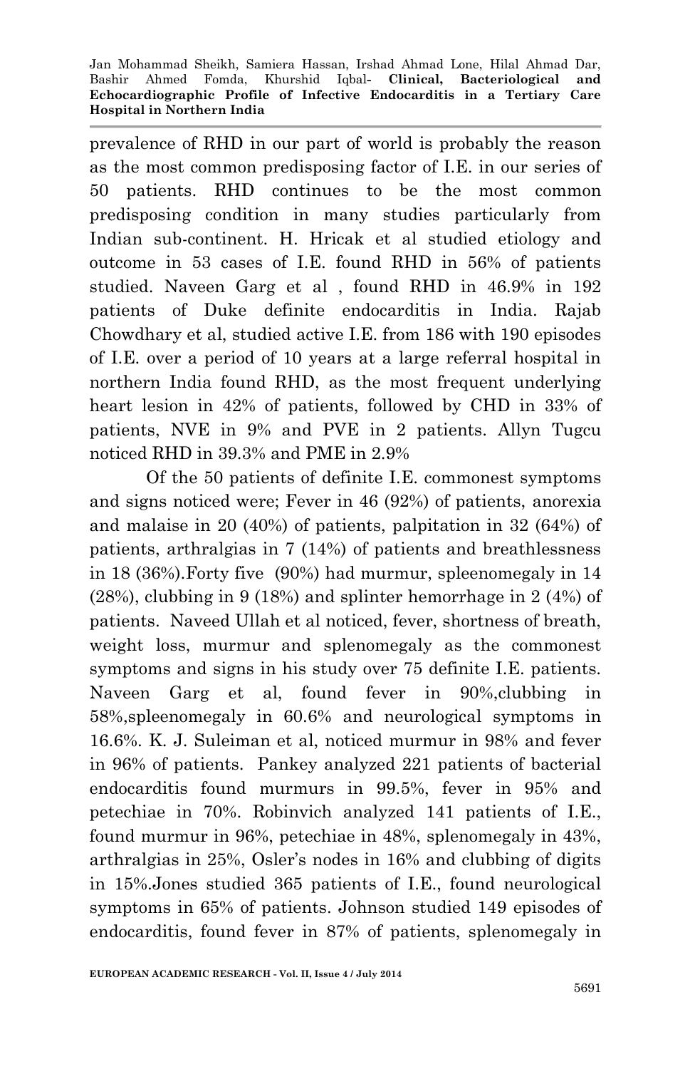prevalence of RHD in our part of world is probably the reason as the most common predisposing factor of I.E. in our series of 50 patients. RHD continues to be the most common predisposing condition in many studies particularly from Indian sub-continent. H. Hricak et al studied etiology and outcome in 53 cases of I.E. found RHD in 56% of patients studied. Naveen Garg et al , found RHD in 46.9% in 192 patients of Duke definite endocarditis in India. Rajab Chowdhary et al, studied active I.E. from 186 with 190 episodes of I.E. over a period of 10 years at a large referral hospital in northern India found RHD, as the most frequent underlying heart lesion in 42% of patients, followed by CHD in 33% of patients, NVE in 9% and PVE in 2 patients. Allyn Tugcu noticed RHD in 39.3% and PME in 2.9%

Of the 50 patients of definite I.E. commonest symptoms and signs noticed were; Fever in 46 (92%) of patients, anorexia and malaise in 20 (40%) of patients, palpitation in 32 (64%) of patients, arthralgias in 7 (14%) of patients and breathlessness in 18 (36%).Forty five (90%) had murmur, spleenomegaly in 14 (28%), clubbing in 9 (18%) and splinter hemorrhage in 2 (4%) of patients. Naveed Ullah et al noticed, fever, shortness of breath, weight loss, murmur and splenomegaly as the commonest symptoms and signs in his study over 75 definite I.E. patients. Naveen Garg et al, found fever in 90%,clubbing in 58%,spleenomegaly in 60.6% and neurological symptoms in 16.6%. K. J. Suleiman et al, noticed murmur in 98% and fever in 96% of patients. Pankey analyzed 221 patients of bacterial endocarditis found murmurs in 99.5%, fever in 95% and petechiae in 70%. Robinvich analyzed 141 patients of I.E., found murmur in 96%, petechiae in 48%, splenomegaly in 43%, arthralgias in 25%, Osler's nodes in 16% and clubbing of digits in 15%.Jones studied 365 patients of I.E., found neurological symptoms in 65% of patients. Johnson studied 149 episodes of endocarditis, found fever in 87% of patients, splenomegaly in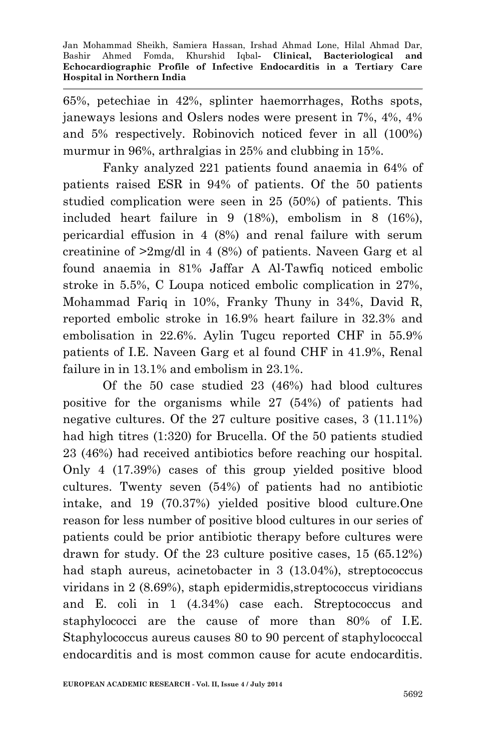65%, petechiae in 42%, splinter haemorrhages, Roths spots, janeways lesions and Oslers nodes were present in 7%, 4%, 4% and 5% respectively. Robinovich noticed fever in all (100%) murmur in 96%, arthralgias in 25% and clubbing in 15%.

Fanky analyzed 221 patients found anaemia in 64% of patients raised ESR in 94% of patients. Of the 50 patients studied complication were seen in 25 (50%) of patients. This included heart failure in 9 (18%), embolism in 8 (16%), pericardial effusion in 4 (8%) and renal failure with serum creatinine of >2mg/dl in 4 (8%) of patients. Naveen Garg et al found anaemia in 81% Jaffar A Al-Tawfiq noticed embolic stroke in 5.5%, C Loupa noticed embolic complication in 27%, Mohammad Fariq in 10%, Franky Thuny in 34%, David R, reported embolic stroke in 16.9% heart failure in 32.3% and embolisation in 22.6%. Aylin Tugcu reported CHF in 55.9% patients of I.E. Naveen Garg et al found CHF in 41.9%, Renal failure in in 13.1% and embolism in 23.1%.

Of the 50 case studied 23 (46%) had blood cultures positive for the organisms while 27 (54%) of patients had negative cultures. Of the 27 culture positive cases, 3 (11.11%) had high titres (1:320) for Brucella. Of the 50 patients studied 23 (46%) had received antibiotics before reaching our hospital. Only 4 (17.39%) cases of this group yielded positive blood cultures. Twenty seven (54%) of patients had no antibiotic intake, and 19 (70.37%) yielded positive blood culture.One reason for less number of positive blood cultures in our series of patients could be prior antibiotic therapy before cultures were drawn for study. Of the 23 culture positive cases, 15 (65.12%) had staph aureus, acinetobacter in 3 (13.04%), streptococcus viridans in 2 (8.69%), staph epidermidis,streptococcus viridians and E. coli in 1 (4.34%) case each. Streptococcus and staphylococci are the cause of more than 80% of I.E. Staphylococcus aureus causes 80 to 90 percent of staphylococcal endocarditis and is most common cause for acute endocarditis.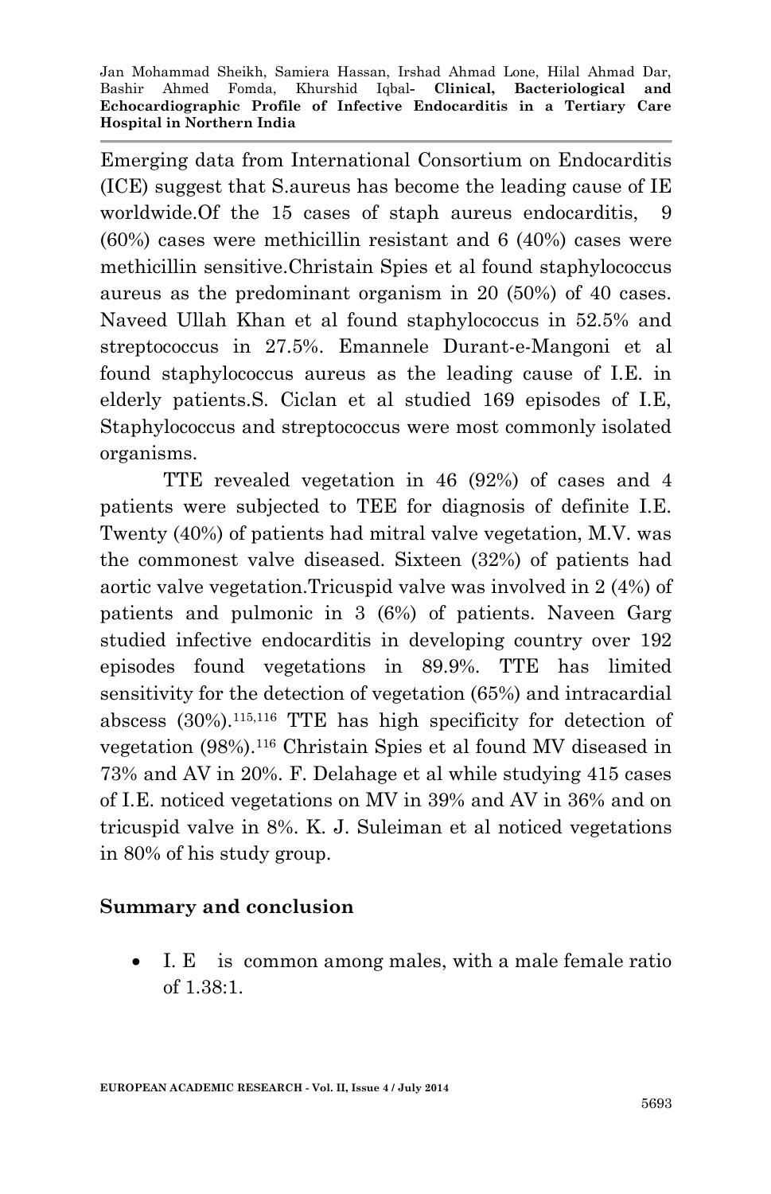Emerging data from International Consortium on Endocarditis (ICE) suggest that S.aureus has become the leading cause of IE worldwide.Of the 15 cases of staph aureus endocarditis, 9 (60%) cases were methicillin resistant and 6 (40%) cases were methicillin sensitive.Christain Spies et al found staphylococcus aureus as the predominant organism in 20 (50%) of 40 cases. Naveed Ullah Khan et al found staphylococcus in 52.5% and streptococcus in 27.5%. Emannele Durant-e-Mangoni et al found staphylococcus aureus as the leading cause of I.E. in elderly patients.S. Ciclan et al studied 169 episodes of I.E, Staphylococcus and streptococcus were most commonly isolated organisms.

TTE revealed vegetation in 46 (92%) of cases and 4 patients were subjected to TEE for diagnosis of definite I.E. Twenty (40%) of patients had mitral valve vegetation, M.V. was the commonest valve diseased. Sixteen (32%) of patients had aortic valve vegetation.Tricuspid valve was involved in 2 (4%) of patients and pulmonic in 3 (6%) of patients. Naveen Garg studied infective endocarditis in developing country over 192 episodes found vegetations in 89.9%. TTE has limited sensitivity for the detection of vegetation (65%) and intracardial abscess (30%).[115,116] TTE has high specificity for detection of vegetation (98%).[116] Christain Spies et al found MV diseased in 73% and AV in 20%. F. Delahage et al while studying 415 cases of I.E. noticed vegetations on MV in 39% and AV in 36% and on tricuspid valve in 8%. K. J. Suleiman et al noticed vegetations in 80% of his study group.

## Summary and conclusion

- I. E is common among males, with a male female ratio of 1.38:1.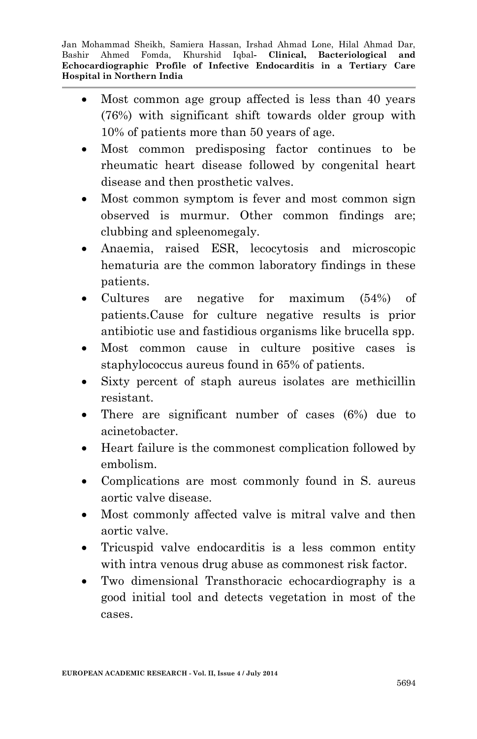- Most common age group affected is less than 40 years (76%) with significant shift towards older group with 10% of patients more than 50 years of age.
- Most common predisposing factor continues to be rheumatic heart disease followed by congenital heart disease and then prosthetic valves.
- Most common symptom is fever and most common sign observed is murmur. Other common findings are; clubbing and spleenomegaly.
- Anaemia, raised ESR, lecocytosis and microscopic hematuria are the common laboratory findings in these patients.
- Cultures are negative for maximum (54%) of patients.Cause for culture negative results is prior antibiotic use and fastidious organisms like brucella spp.
- Most common cause in culture positive cases is staphylococcus aureus found in 65% of patients.
- Sixty percent of staph aureus isolates are methicillin resistant.
- There are significant number of cases (6%) due to acinetobacter.
- Heart failure is the commonest complication followed by embolism.
- Complications are most commonly found in S. aureus aortic valve disease.
- Most commonly affected valve is mitral valve and then aortic valve.
- Tricuspid valve endocarditis is a less common entity with intra venous drug abuse as commonest risk factor.
- Two dimensional Transthoracic echocardiography is a good initial tool and detects vegetation in most of the cases.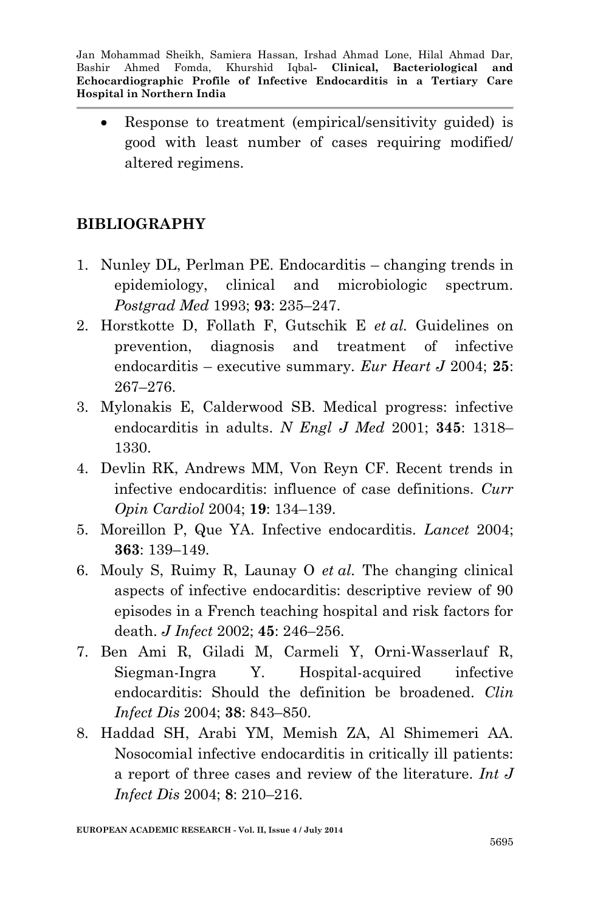- Response to treatment (empirical/sensitivity guided) is good with least number of cases requiring modified/ altered regimens.

## BIBLIOGRAPHY

1. Nunley DL, Perlman PE. Endocarditis – changing trends in epidemiology, clinical and microbiologic spectrum. *Postgrad Med* 1993; **93**: 235–247.
2. Horstkotte D, Follath F, Gutschik E *et al.* Guidelines on prevention, diagnosis and treatment of infective endocarditis – executive summary. *Eur Heart J* 2004; **25**: 267–276.
3. Mylonakis E, Calderwood SB. Medical progress: infective endocarditis in adults. *N Engl J Med* 2001; **345**: 1318–1330.
4. Devlin RK, Andrews MM, Von Reyn CF. Recent trends in infective endocarditis: influence of case definitions. *Curr Opin Cardiol* 2004; **19**: 134–139.
5. Moreillon P, Que YA. Infective endocarditis. *Lancet* 2004; **363**: 139–149.
6. Mouly S, Ruimy R, Launay O *et al.* The changing clinical aspects of infective endocarditis: descriptive review of 90 episodes in a French teaching hospital and risk factors for death. *J Infect* 2002; **45**: 246–256.
7. Ben Ami R, Giladi M, Carmeli Y, Orni-Wasserlauf R, Siegman-Ingra Y. Hospital-acquired infective endocarditis: Should the definition be broadened. *Clin Infect Dis* 2004; **38**: 843–850.
8. Haddad SH, Arabi YM, Memish ZA, Al Shimemeri AA. Nosocomial infective endocarditis in critically ill patients: a report of three cases and review of the literature. *Int J Infect Dis* 2004; **8**: 210–216.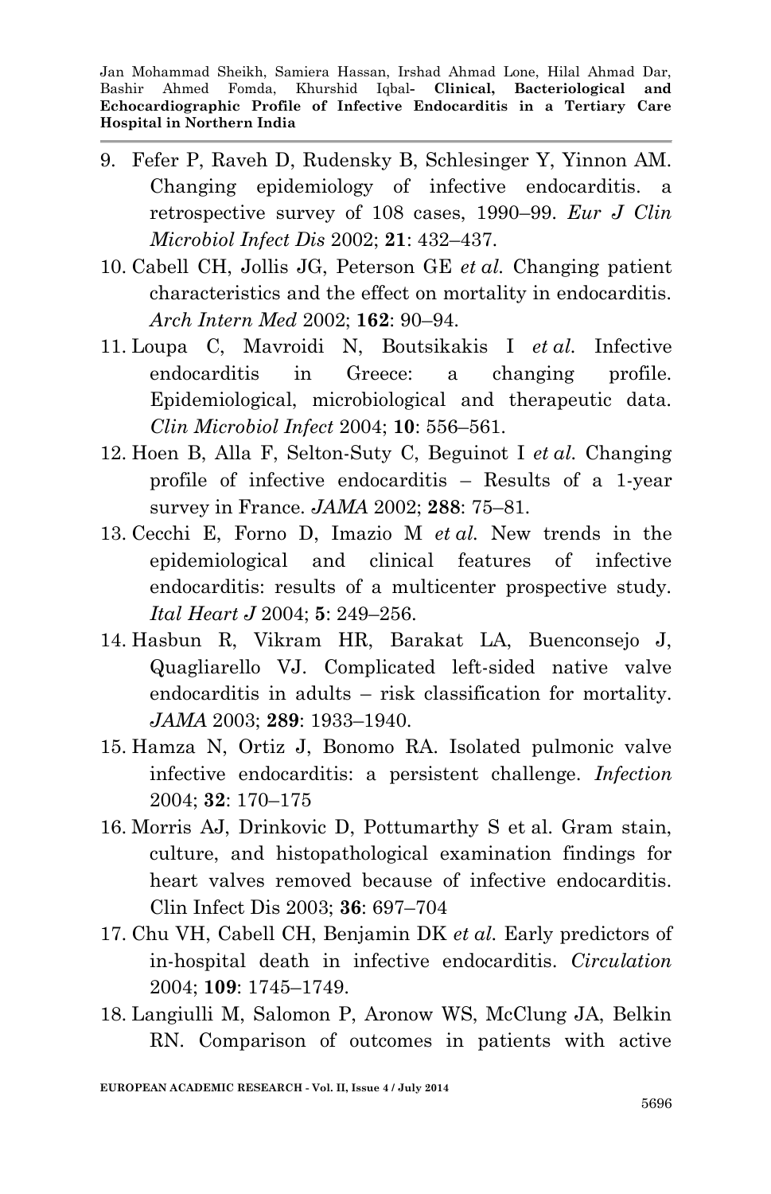9. Fefer P, Raveh D, Rudensky B, Schlesinger Y, Yinnon AM. Changing epidemiology of infective endocarditis. a retrospective survey of 108 cases, 1990–99. *Eur J Clin Microbiol Infect Dis* 2002; **21**: 432–437.
10. Cabell CH, Jollis JG, Peterson GE *et al.* Changing patient characteristics and the effect on mortality in endocarditis. *Arch Intern Med* 2002; **162**: 90–94.
11. Loupa C, Mavroidi N, Boutsikakis I *et al.* Infective endocarditis in Greece: a changing profile. Epidemiological, microbiological and therapeutic data. *Clin Microbiol Infect* 2004; **10**: 556–561.
12. Hoen B, Alla F, Selton-Suty C, Beguinot I *et al.* Changing profile of infective endocarditis – Results of a 1-year survey in France. *JAMA* 2002; **288**: 75–81.
13. Cecchi E, Forno D, Imazio M *et al.* New trends in the epidemiological and clinical features of infective endocarditis: results of a multicenter prospective study. *Ital Heart J* 2004; **5**: 249–256.
14. Hasbun R, Vikram HR, Barakat LA, Buenconsejo J, Quagliarello VJ. Complicated left-sided native valve endocarditis in adults – risk classification for mortality. *JAMA* 2003; **289**: 1933–1940.
15. Hamza N, Ortiz J, Bonomo RA. Isolated pulmonic valve infective endocarditis: a persistent challenge. *Infection* 2004; **32**: 170–175
16. Morris AJ, Drinkovic D, Pottumarthy S et al. Gram stain, culture, and histopathological examination findings for heart valves removed because of infective endocarditis. Clin Infect Dis 2003; **36**: 697–704
17. Chu VH, Cabell CH, Benjamin DK *et al.* Early predictors of in-hospital death in infective endocarditis. *Circulation* 2004; **109**: 1745–1749.
18. Langiulli M, Salomon P, Aronow WS, McClung JA, Belkin RN. Comparison of outcomes in patients with active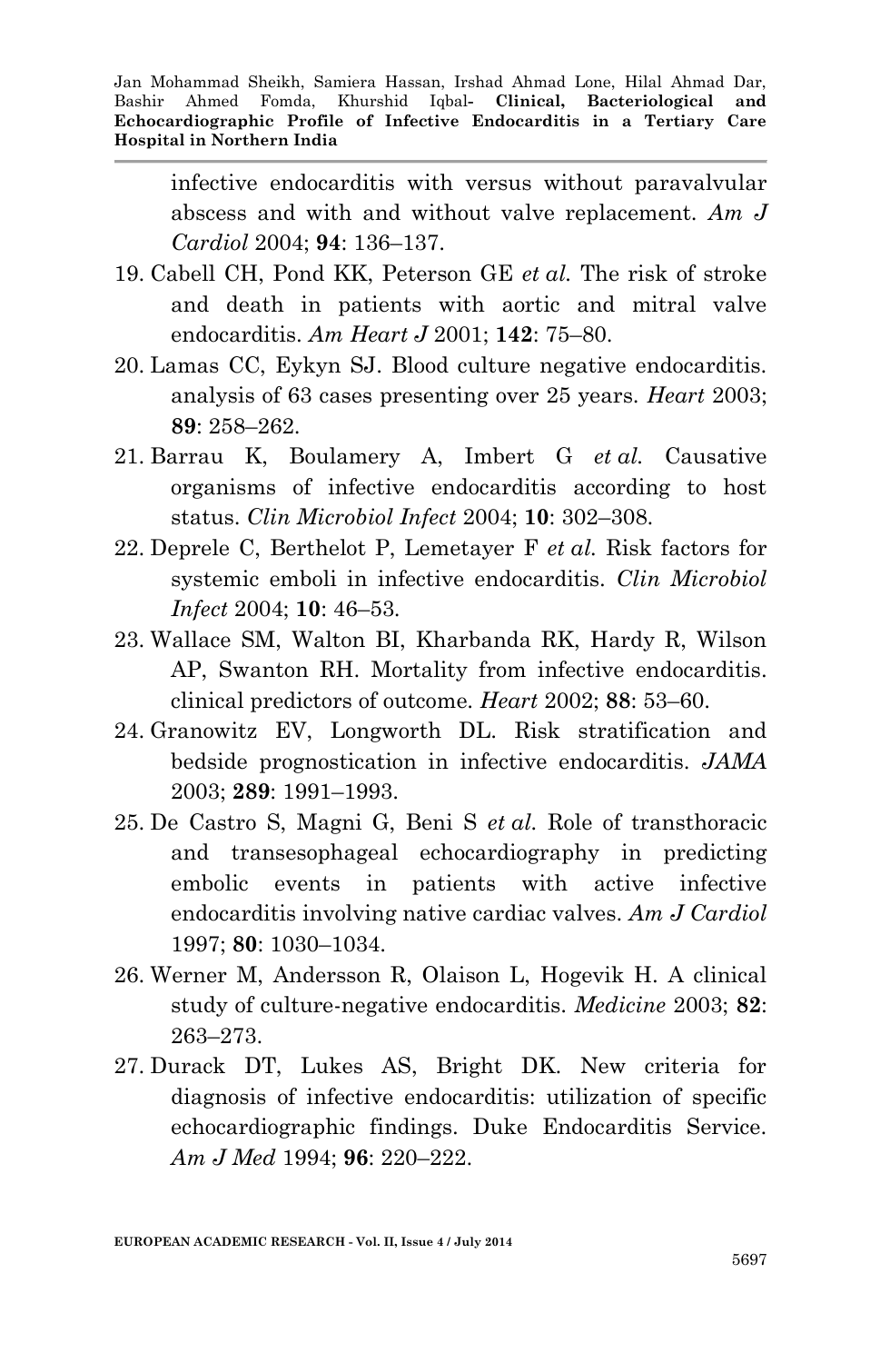infective endocarditis with versus without paravalvular abscess and with and without valve replacement. *Am J Cardiol* 2004; **94**: 136–137.

19. Cabell CH, Pond KK, Peterson GE *et al.* The risk of stroke and death in patients with aortic and mitral valve endocarditis. *Am Heart J* 2001; **142**: 75–80.
20. Lamas CC, Eykyn SJ. Blood culture negative endocarditis. analysis of 63 cases presenting over 25 years. *Heart* 2003; **89**: 258–262.
21. Barrau K, Boulamery A, Imbert G *et al.* Causative organisms of infective endocarditis according to host status. *Clin Microbiol Infect* 2004; **10**: 302–308.
22. Deprele C, Berthelot P, Lemetayer F *et al.* Risk factors for systemic emboli in infective endocarditis. *Clin Microbiol Infect* 2004; **10**: 46–53.
23. Wallace SM, Walton BI, Kharbanda RK, Hardy R, Wilson AP, Swanton RH. Mortality from infective endocarditis. clinical predictors of outcome. *Heart* 2002; **88**: 53–60.
24. Granowitz EV, Longworth DL. Risk stratification and bedside prognostication in infective endocarditis. *JAMA* 2003; **289**: 1991–1993.
25. De Castro S, Magni G, Beni S *et al.* Role of transthoracic and transesophageal echocardiography in predicting embolic events in patients with active infective endocarditis involving native cardiac valves. *Am J Cardiol* 1997; **80**: 1030–1034.
26. Werner M, Andersson R, Olaison L, Hogevik H. A clinical study of culture-negative endocarditis. *Medicine* 2003; **82**: 263–273.
27. Durack DT, Lukes AS, Bright DK. New criteria for diagnosis of infective endocarditis: utilization of specific echocardiographic findings. Duke Endocarditis Service. *Am J Med* 1994; **96**: 220–222.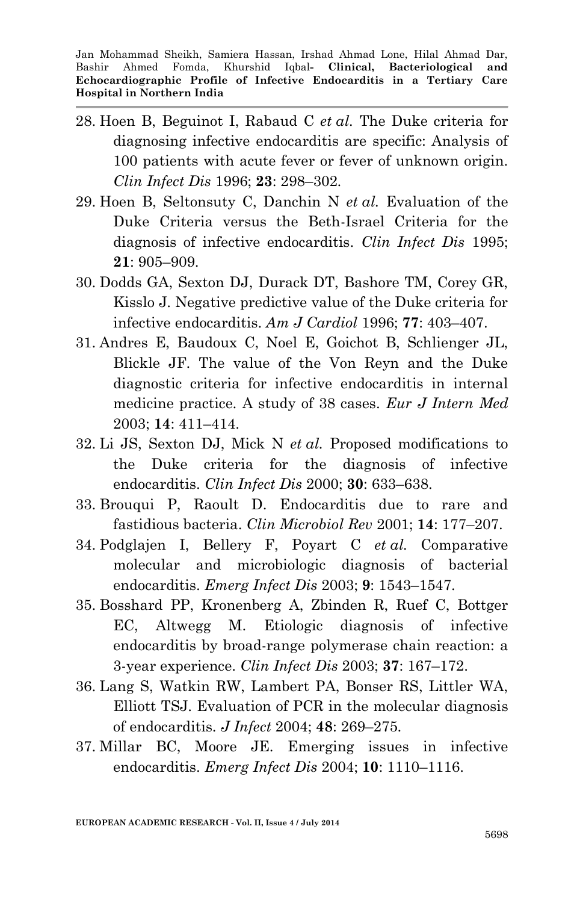28. Hoen B, Beguinot I, Rabaud C *et al.* The Duke criteria for diagnosing infective endocarditis are specific: Analysis of 100 patients with acute fever or fever of unknown origin. *Clin Infect Dis* 1996; **23**: 298–302.
29. Hoen B, Seltonsuty C, Danchin N *et al.* Evaluation of the Duke Criteria versus the Beth-Israel Criteria for the diagnosis of infective endocarditis. *Clin Infect Dis* 1995; **21**: 905–909.
30. Dodds GA, Sexton DJ, Durack DT, Bashore TM, Corey GR, Kisslo J. Negative predictive value of the Duke criteria for infective endocarditis. *Am J Cardiol* 1996; **77**: 403–407.
31. Andres E, Baudoux C, Noel E, Goichot B, Schlienger JL, Blickle JF. The value of the Von Reyn and the Duke diagnostic criteria for infective endocarditis in internal medicine practice. A study of 38 cases. *Eur J Intern Med* 2003; **14**: 411–414.
32. Li JS, Sexton DJ, Mick N *et al.* Proposed modifications to the Duke criteria for the diagnosis of infective endocarditis. *Clin Infect Dis* 2000; **30**: 633–638.
33. Brouqui P, Raoult D. Endocarditis due to rare and fastidious bacteria. *Clin Microbiol Rev* 2001; **14**: 177–207.
34. Podglajen I, Bellery F, Poyart C *et al.* Comparative molecular and microbiologic diagnosis of bacterial endocarditis. *Emerg Infect Dis* 2003; **9**: 1543–1547.
35. Bosshard PP, Kronenberg A, Zbinden R, Ruef C, Bottger EC, Altwegg M. Etiologic diagnosis of infective endocarditis by broad-range polymerase chain reaction: a 3-year experience. *Clin Infect Dis* 2003; **37**: 167–172.
36. Lang S, Watkin RW, Lambert PA, Bonser RS, Littler WA, Elliott TSJ. Evaluation of PCR in the molecular diagnosis of endocarditis. *J Infect* 2004; **48**: 269–275.
37. Millar BC, Moore JE. Emerging issues in infective endocarditis. *Emerg Infect Dis* 2004; **10**: 1110–1116.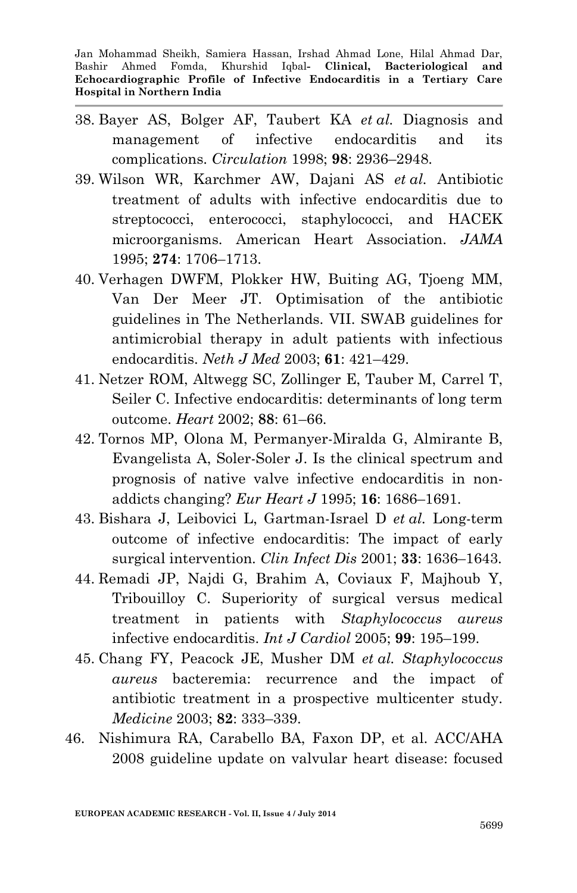38. Bayer AS, Bolger AF, Taubert KA *et al.* Diagnosis and management of infective endocarditis and its complications. *Circulation* 1998; **98**: 2936–2948.
39. Wilson WR, Karchmer AW, Dajani AS *et al.* Antibiotic treatment of adults with infective endocarditis due to streptococci, enterococci, staphylococci, and HACEK microorganisms. American Heart Association. *JAMA* 1995; **274**: 1706–1713.
40. Verhagen DWFM, Plokker HW, Buiting AG, Tjoeng MM, Van Der Meer JT. Optimisation of the antibiotic guidelines in The Netherlands. VII. SWAB guidelines for antimicrobial therapy in adult patients with infectious endocarditis. *Neth J Med* 2003; **61**: 421–429.
41. Netzer ROM, Altwegg SC, Zollinger E, Tauber M, Carrel T, Seiler C. Infective endocarditis: determinants of long term outcome. *Heart* 2002; **88**: 61–66.
42. Tornos MP, Olona M, Permanyer-Miralda G, Almirante B, Evangelista A, Soler-Soler J. Is the clinical spectrum and prognosis of native valve infective endocarditis in non-addicts changing? *Eur Heart J* 1995; **16**: 1686–1691.
43. Bishara J, Leibovici L, Gartman-Israel D *et al.* Long-term outcome of infective endocarditis: The impact of early surgical intervention. *Clin Infect Dis* 2001; **33**: 1636–1643.
44. Remadi JP, Najdi G, Brahim A, Coviaux F, Majhoub Y, Tribouilloy C. Superiority of surgical versus medical treatment in patients with *Staphylococcus aureus* infective endocarditis. *Int J Cardiol* 2005; **99**: 195–199.
45. Chang FY, Peacock JE, Musher DM *et al.* *Staphylococcus aureus* bacteremia: recurrence and the impact of antibiotic treatment in a prospective multicenter study. *Medicine* 2003; **82**: 333–339.
46. Nishimura RA, Carabello BA, Faxon DP, et al. ACC/AHA 2008 guideline update on valvular heart disease: focused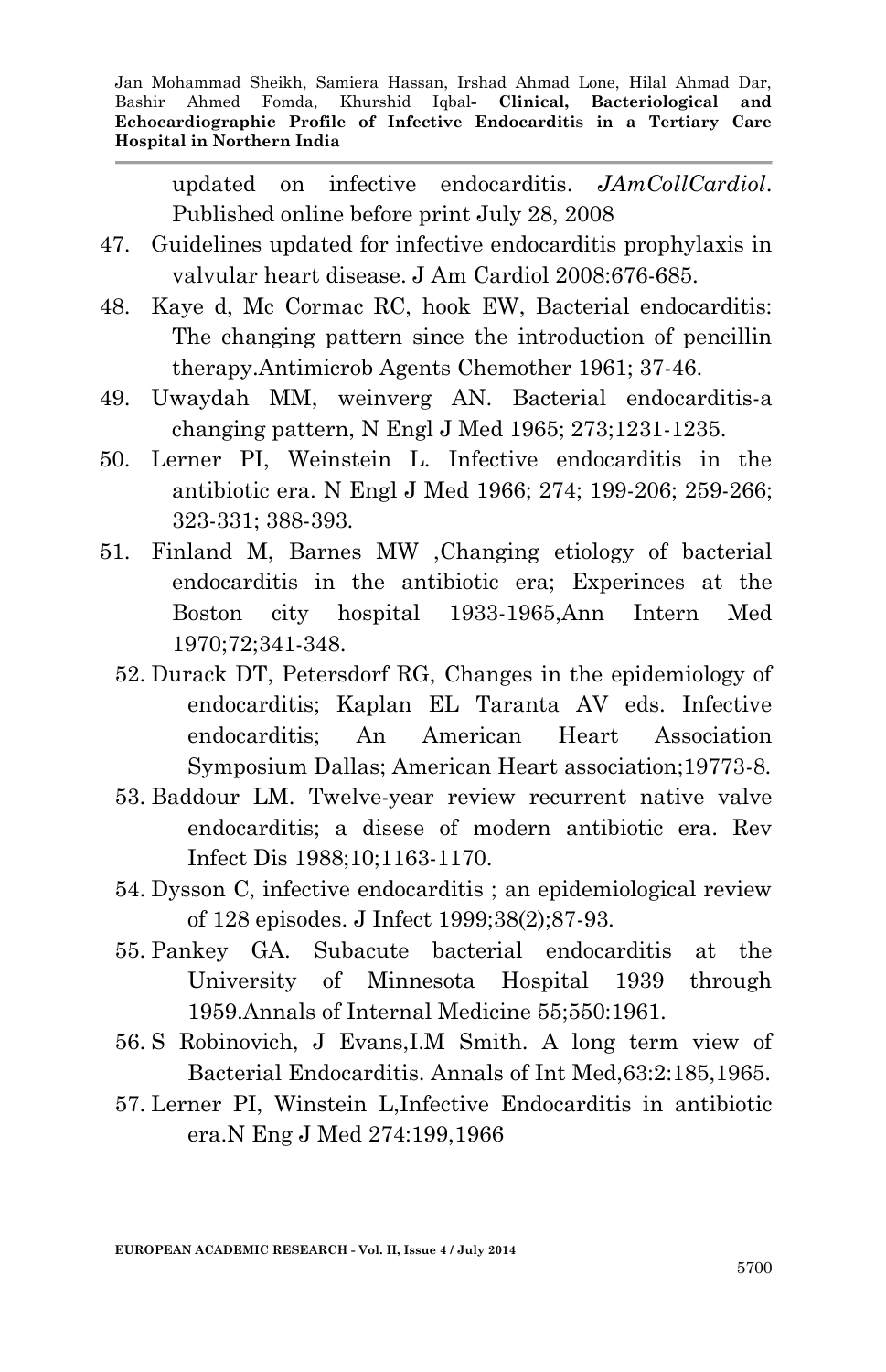updated on infective endocarditis. *JAmCollCardiol*. Published online before print July 28, 2008

47. Guidelines updated for infective endocarditis prophylaxis in valvular heart disease. J Am Cardiol 2008:676-685.
48. Kaye d, Mc Cormac RC, hook EW, Bacterial endocarditis: The changing pattern since the introduction of pencillin therapy.Antimicrob Agents Chemother 1961; 37-46.
49. Uwaydah MM, weinverg AN. Bacterial endocarditis-a changing pattern, N Engl J Med 1965; 273;1231-1235.
50. Lerner PI, Weinstein L. Infective endocarditis in the antibiotic era. N Engl J Med 1966; 274; 199-206; 259-266; 323-331; 388-393.
51. Finland M, Barnes MW ,Changing etiology of bacterial endocarditis in the antibiotic era; Experinces at the Boston city hospital 1933-1965,Ann Intern Med 1970;72;341-348.
52. Durack DT, Petersdorf RG, Changes in the epidemiology of endocarditis; Kaplan EL Taranta AV eds. Infective endocarditis; An American Heart Association Symposium Dallas; American Heart association;19773-8.
53. Baddour LM. Twelve-year review recurrent native valve endocarditis; a disese of modern antibiotic era. Rev Infect Dis 1988;10;1163-1170.
54. Dysson C, infective endocarditis ; an epidemiological review of 128 episodes. J Infect 1999;38(2);87-93.
55. Pankey GA. Subacute bacterial endocarditis at the University of Minnesota Hospital 1939 through 1959.Annals of Internal Medicine 55;550:1961.
56. S Robinovich, J Evans,I.M Smith. A long term view of Bacterial Endocarditis. Annals of Int Med,63:2:185,1965.
57. Lerner PI, Winstein L,Infective Endocarditis in antibiotic era.N Eng J Med 274:199,1966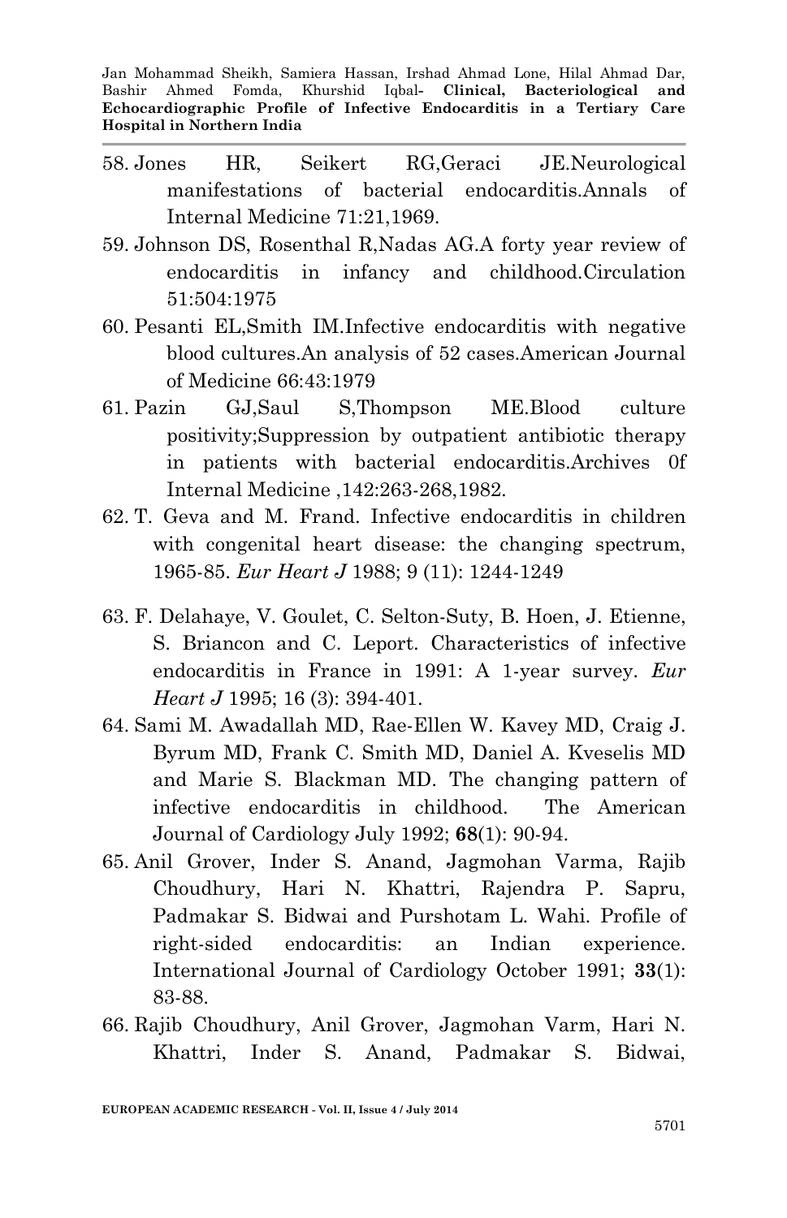58. Jones HR, Seikert RG,Geraci JE.Neurological manifestations of bacterial endocarditis.Annals of Internal Medicine 71:21,1969.
59. Johnson DS, Rosenthal R,Nadas AG.A forty year review of endocarditis in infancy and childhood.Circulation 51:504:1975
60. Pesanti EL,Smith IM.Infective endocarditis with negative blood cultures.An analysis of 52 cases.American Journal of Medicine 66:43:1979
61. Pazin GJ,Saul S,Thompson ME.Blood culture positivity;Suppression by outpatient antibiotic therapy in patients with bacterial endocarditis.Archives 0f Internal Medicine ,142:263-268,1982.
62. T. Geva and M. Frand. Infective endocarditis in children with congenital heart disease: the changing spectrum, 1965-85. *Eur Heart J* 1988; 9 (11): 1244-1249
63. F. Delahaye, V. Goulet, C. Selton-Suty, B. Hoen, J. Etienne, S. Briancon and C. Leport. Characteristics of infective endocarditis in France in 1991: A 1-year survey. *Eur Heart J* 1995; 16 (3): 394-401.
64. Sami M. Awadallah MD, Rae-Ellen W. Kavey MD, Craig J. Byrum MD, Frank C. Smith MD, Daniel A. Kveselis MD and Marie S. Blackman MD. The changing pattern of infective endocarditis in childhood. The American Journal of Cardiology July 1992; **68**(1): 90-94.
65. Anil Grover, Inder S. Anand, Jagmohan Varma, Rajib Choudhury, Hari N. Khattri, Rajendra P. Sapru, Padmakar S. Bidwai and Purshotam L. Wahi. Profile of right-sided endocarditis: an Indian experience. International Journal of Cardiology October 1991; **33**(1): 83-88.
66. Rajib Choudhury, Anil Grover, Jagmohan Varm, Hari N. Khattri, Inder S. Anand, Padmakar S. Bidwai,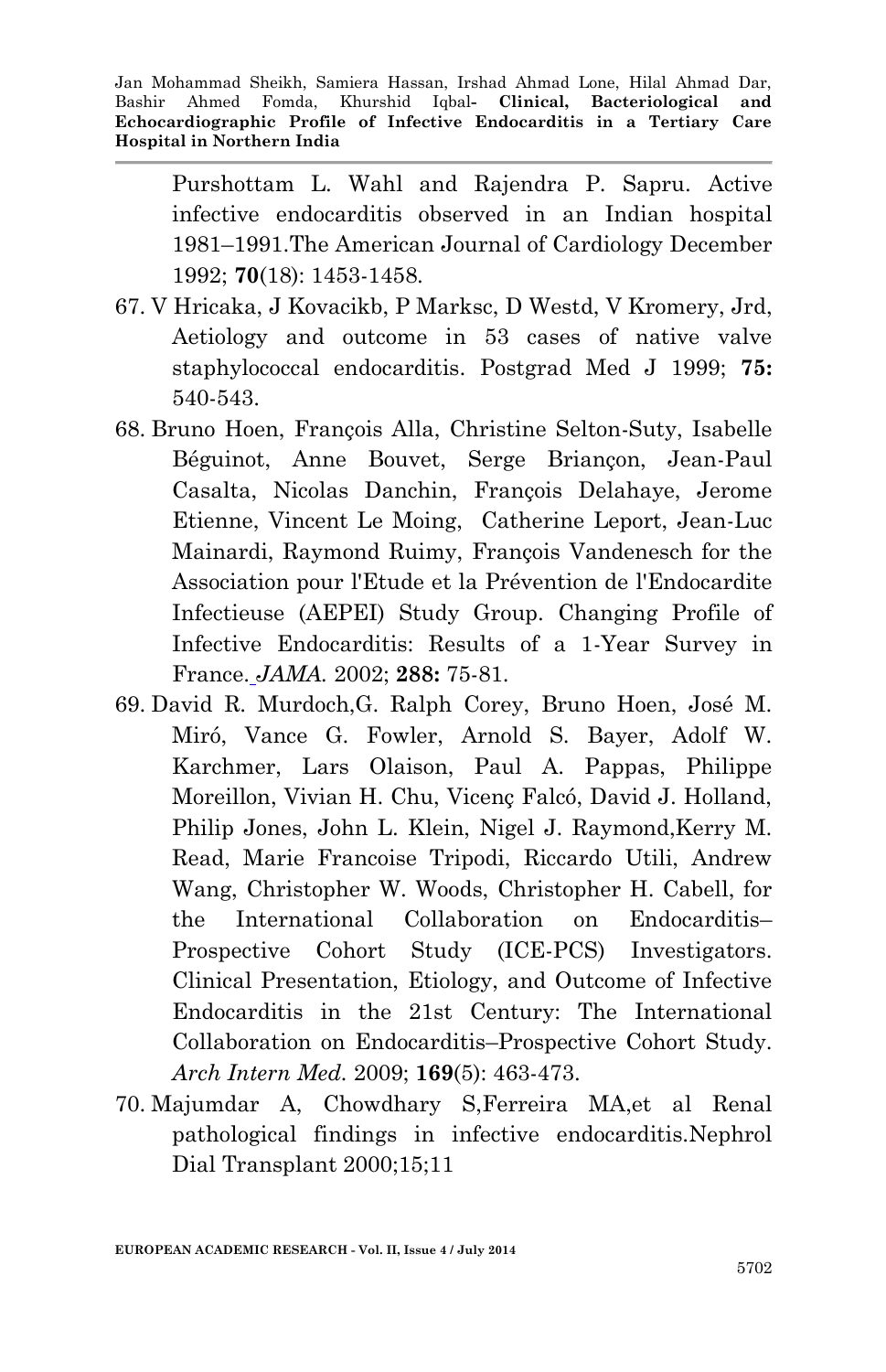Purshottam L. Wahl and Rajendra P. Sapru. Active infective endocarditis observed in an Indian hospital 1981–1991.The American Journal of Cardiology December 1992; **70**(18): 1453-1458.

67. V Hricaka, J Kovacikb, P Marksc, D Westd, V Kromery, Jrd, Aetiology and outcome in 53 cases of native valve staphylococcal endocarditis. Postgrad Med J 1999; **75:** 540-543.
68. Bruno Hoen, François Alla, Christine Selton-Suty, Isabelle Béguinot, Anne Bouvet, Serge Briançon, Jean-Paul Casalta, Nicolas Danchin, François Delahaye, Jerome Etienne, Vincent Le Moing, Catherine Leport, Jean-Luc Mainardi, Raymond Ruimy, François Vandenesch for the Association pour l'Etude et la Prévention de l'Endocardite Infectieuse (AEPEI) Study Group. Changing Profile of Infective Endocarditis: Results of a 1-Year Survey in France. *JAMA.* 2002; **288:** 75-81.
69. David R. Murdoch,G. Ralph Corey, Bruno Hoen, José M. Miró, Vance G. Fowler, Arnold S. Bayer, Adolf W. Karchmer, Lars Olaison, Paul A. Pappas, Philippe Moreillon, Vivian H. Chu, Vicenç Falcó, David J. Holland, Philip Jones, John L. Klein, Nigel J. Raymond,Kerry M. Read, Marie Francoise Tripodi, Riccardo Utili, Andrew Wang, Christopher W. Woods, Christopher H. Cabell, for the International Collaboration on Endocarditis–Prospective Cohort Study (ICE-PCS) Investigators. Clinical Presentation, Etiology, and Outcome of Infective Endocarditis in the 21st Century: The International Collaboration on Endocarditis–Prospective Cohort Study. *Arch Intern Med.* 2009; **169**(5): 463-473.
70. Majumdar A, Chowdhary S,Ferreira MA,et al Renal pathological findings in infective endocarditis.Nephrol Dial Transplant 2000;15;11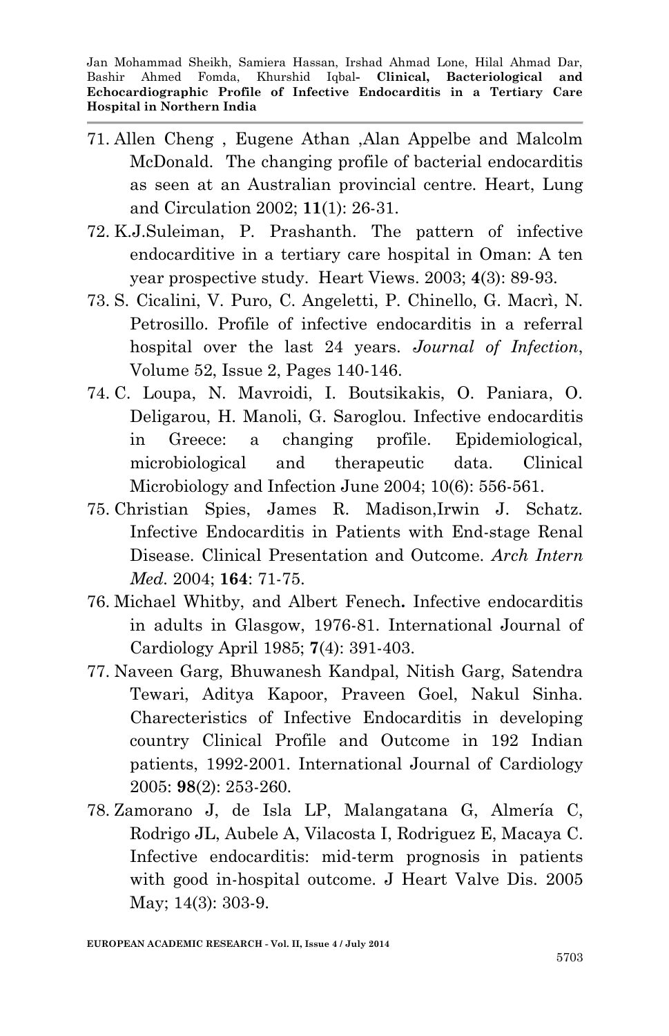71. Allen Cheng , Eugene Athan ,Alan Appelbe and Malcolm McDonald. The changing profile of bacterial endocarditis as seen at an Australian provincial centre. Heart, Lung and Circulation 2002; **11**(1): 26-31.
72. K.J.Suleiman, P. Prashanth. The pattern of infective endocarditive in a tertiary care hospital in Oman: A ten year prospective study. Heart Views. 2003; **4**(3): 89-93.
73. S. Cicalini, V. Puro, C. Angeletti, P. Chinello, G. Macrì, N. Petrosillo. Profile of infective endocarditis in a referral hospital over the last 24 years. *Journal of Infection*, Volume 52, Issue 2, Pages 140-146.
74. C. Loupa, N. Mavroidi, I. Boutsikakis, O. Paniara, O. Deligarou, H. Manoli, G. Saroglou. Infective endocarditis in Greece: a changing profile. Epidemiological, microbiological and therapeutic data. Clinical Microbiology and Infection June 2004; 10(6): 556-561.
75. Christian Spies, James R. Madison,Irwin J. Schatz. Infective Endocarditis in Patients with End-stage Renal Disease. Clinical Presentation and Outcome. *Arch Intern Med*. 2004; **164**: 71-75.
76. Michael Whitby, and Albert Fenech**.** Infective endocarditis in adults in Glasgow, 1976-81. International Journal of Cardiology April 1985; **7**(4): 391-403.
77. Naveen Garg, Bhuwanesh Kandpal, Nitish Garg, Satendra Tewari, Aditya Kapoor, Praveen Goel, Nakul Sinha. Charecteristics of Infective Endocarditis in developing country Clinical Profile and Outcome in 192 Indian patients, 1992-2001. International Journal of Cardiology 2005: **98**(2): 253-260.
78. Zamorano J, de Isla LP, Malangatana G, Almería C, Rodrigo JL, Aubele A, Vilacosta I, Rodriguez E, Macaya C. Infective endocarditis: mid-term prognosis in patients with good in-hospital outcome. J Heart Valve Dis. 2005 May; 14(3): 303-9.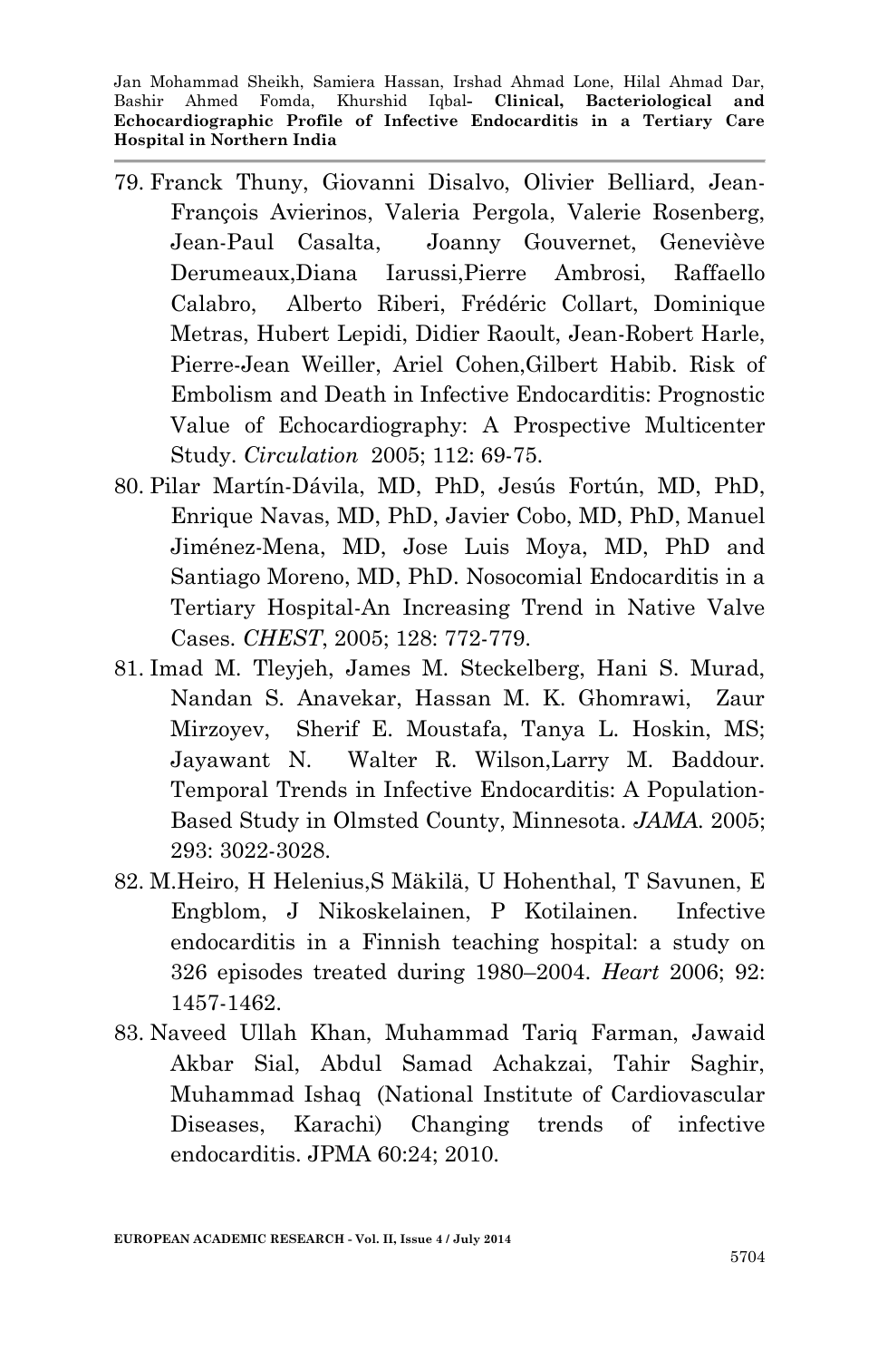79. Franck Thuny, Giovanni Disalvo, Olivier Belliard, Jean-François Avierinos, Valeria Pergola, Valerie Rosenberg, Jean-Paul Casalta, Joanny Gouvernet, Geneviève Derumeaux,Diana Iarussi,Pierre Ambrosi, Raffaello Calabro, Alberto Riberi, Frédéric Collart, Dominique Metras, Hubert Lepidi, Didier Raoult, Jean-Robert Harle, Pierre-Jean Weiller, Ariel Cohen,Gilbert Habib. Risk of Embolism and Death in Infective Endocarditis: Prognostic Value of Echocardiography: A Prospective Multicenter Study. *Circulation* 2005; 112: 69-75.
80. Pilar Martín-Dávila, MD, PhD, Jesús Fortún, MD, PhD, Enrique Navas, MD, PhD, Javier Cobo, MD, PhD, Manuel Jiménez-Mena, MD, Jose Luis Moya, MD, PhD and Santiago Moreno, MD, PhD. Nosocomial Endocarditis in a Tertiary Hospital-An Increasing Trend in Native Valve Cases. *CHEST*, 2005; 128: 772-779.
81. Imad M. Tleyjeh, James M. Steckelberg, Hani S. Murad, Nandan S. Anavekar, Hassan M. K. Ghomrawi, Zaur Mirzoyev, Sherif E. Moustafa, Tanya L. Hoskin, MS; Jayawant N. Walter R. Wilson,Larry M. Baddour. Temporal Trends in Infective Endocarditis: A Population-Based Study in Olmsted County, Minnesota. *JAMA.* 2005; 293: 3022-3028.
82. M.Heiro, H Helenius,S Mäkilä, U Hohenthal, T Savunen, E Engblom, J Nikoskelainen, P Kotilainen. Infective endocarditis in a Finnish teaching hospital: a study on 326 episodes treated during 1980–2004. *Heart* 2006; 92: 1457-1462.
83. Naveed Ullah Khan, Muhammad Tariq Farman, Jawaid Akbar Sial, Abdul Samad Achakzai, Tahir Saghir, Muhammad Ishaq (National Institute of Cardiovascular Diseases, Karachi) Changing trends of infective endocarditis. JPMA 60:24; 2010.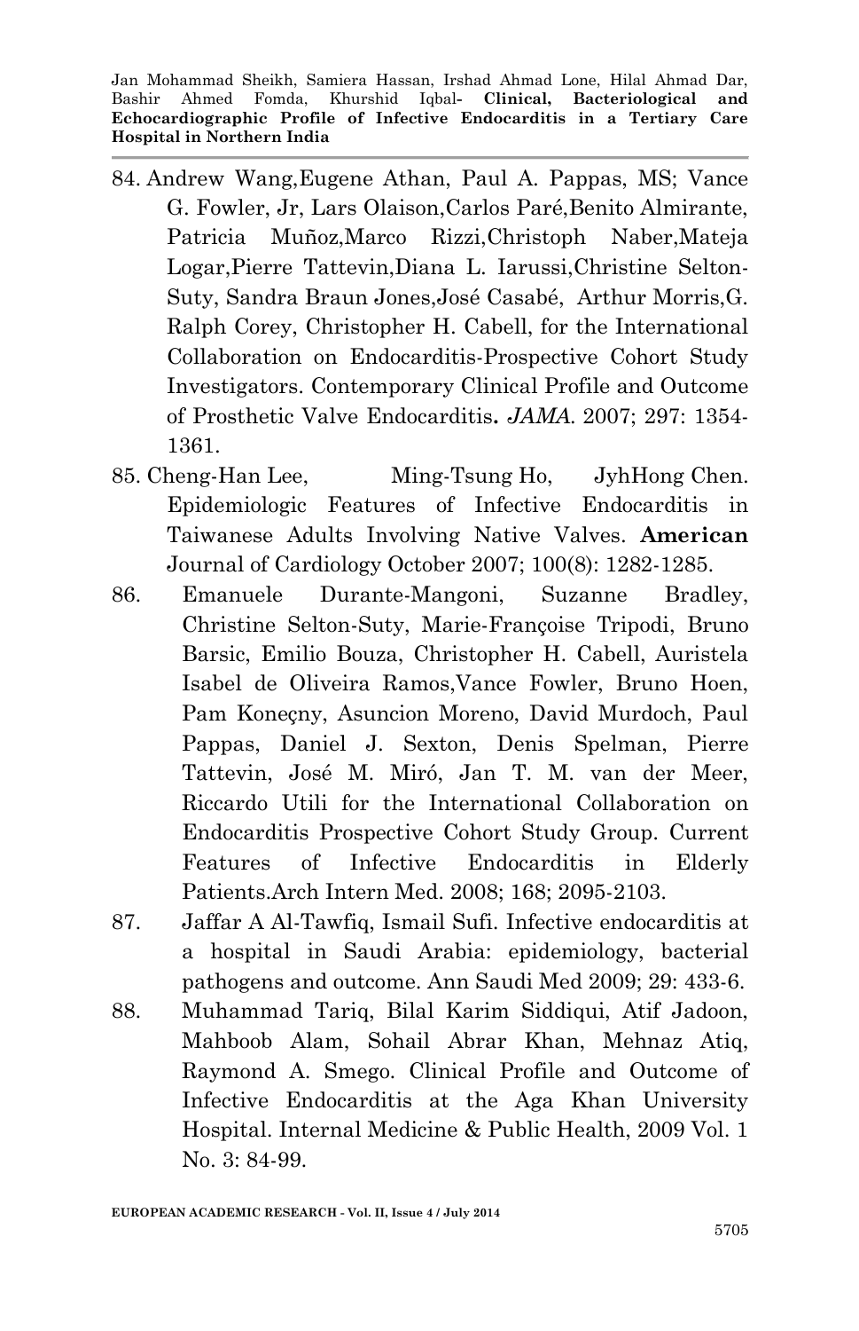84. Andrew Wang,Eugene Athan, Paul A. Pappas, MS; Vance G. Fowler, Jr, Lars Olaison,Carlos Paré,Benito Almirante, Patricia Muñoz,Marco Rizzi,Christoph Naber,Mateja Logar,Pierre Tattevin,Diana L. Iarussi,Christine Selton-Suty, Sandra Braun Jones,José Casabé, Arthur Morris,G. Ralph Corey, Christopher H. Cabell, for the International Collaboration on Endocarditis-Prospective Cohort Study Investigators. Contemporary Clinical Profile and Outcome of Prosthetic Valve Endocarditis**.** *JAMA*. 2007; 297: 1354-1361.

85. Cheng-Han Lee, Ming-Tsung Ho, JyhHong Chen. Epidemiologic Features of Infective Endocarditis in Taiwanese Adults Involving Native Valves. **American** Journal of Cardiology October 2007; 100(8): 1282-1285.

86. Emanuele Durante-Mangoni, Suzanne Bradley, Christine Selton-Suty, Marie-Françoise Tripodi, Bruno Barsic, Emilio Bouza, Christopher H. Cabell, Auristela Isabel de Oliveira Ramos,Vance Fowler, Bruno Hoen, Pam Koneçny, Asuncion Moreno, David Murdoch, Paul Pappas, Daniel J. Sexton, Denis Spelman, Pierre Tattevin, José M. Miró, Jan T. M. van der Meer, Riccardo Utili for the International Collaboration on Endocarditis Prospective Cohort Study Group. Current Features of Infective Endocarditis in Elderly Patients.Arch Intern Med. 2008; 168; 2095-2103.

87. Jaffar A Al-Tawfiq, Ismail Sufi. Infective endocarditis at a hospital in Saudi Arabia: epidemiology, bacterial pathogens and outcome. Ann Saudi Med 2009; 29: 433-6.

88. Muhammad Tariq, Bilal Karim Siddiqui, Atif Jadoon, Mahboob Alam, Sohail Abrar Khan, Mehnaz Atiq, Raymond A. Smego. Clinical Profile and Outcome of Infective Endocarditis at the Aga Khan University Hospital. Internal Medicine & Public Health, 2009 Vol. 1 No. 3: 84-99.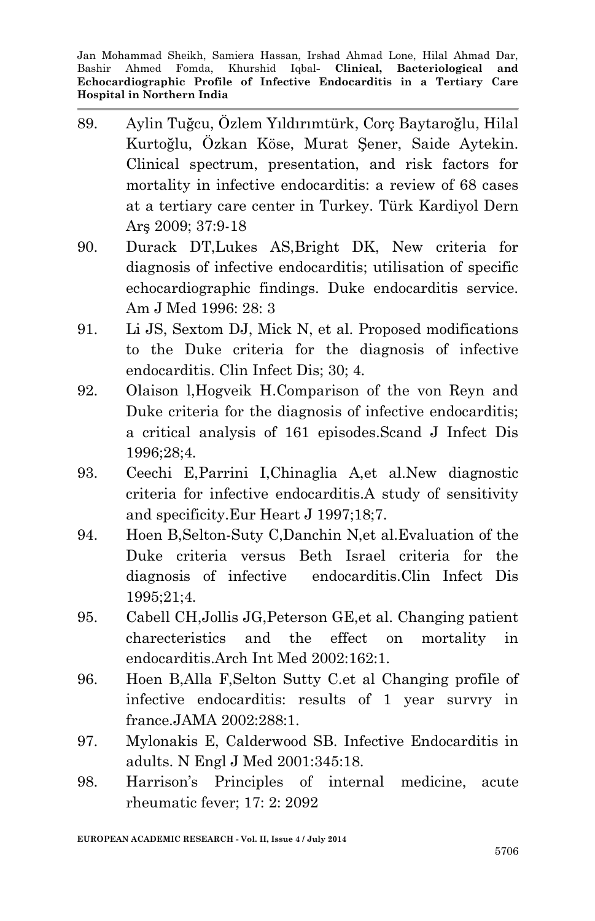89. Aylin Tuğcu, Özlem Yıldırımtürk, Corç Baytaroğlu, Hilal Kurtoğlu, Özkan Köse, Murat Şener, Saide Aytekin. Clinical spectrum, presentation, and risk factors for mortality in infective endocarditis: a review of 68 cases at a tertiary care center in Turkey. Türk Kardiyol Dern Arş 2009; 37:9-18
90. Durack DT,Lukes AS,Bright DK, New criteria for diagnosis of infective endocarditis; utilisation of specific echocardiographic findings. Duke endocarditis service. Am J Med 1996: 28: 3
91. Li JS, Sextom DJ, Mick N, et al. Proposed modifications to the Duke criteria for the diagnosis of infective endocarditis. Clin Infect Dis; 30; 4.
92. Olaison l,Hogveik H.Comparison of the von Reyn and Duke criteria for the diagnosis of infective endocarditis; a critical analysis of 161 episodes.Scand J Infect Dis 1996;28;4.
93. Ceechi E,Parrini I,Chinaglia A,et al.New diagnostic criteria for infective endocarditis.A study of sensitivity and specificity.Eur Heart J 1997;18;7.
94. Hoen B,Selton-Suty C,Danchin N,et al.Evaluation of the Duke criteria versus Beth Israel criteria for the diagnosis of infective endocarditis.Clin Infect Dis 1995;21;4.
95. Cabell CH,Jollis JG,Peterson GE,et al. Changing patient charecteristics and the effect on mortality in endocarditis.Arch Int Med 2002:162:1.
96. Hoen B,Alla F,Selton Sutty C.et al Changing profile of infective endocarditis: results of 1 year survry in france.JAMA 2002:288:1.
97. Mylonakis E, Calderwood SB. Infective Endocarditis in adults. N Engl J Med 2001:345:18.
98. Harrison's Principles of internal medicine, acute rheumatic fever; 17: 2: 2092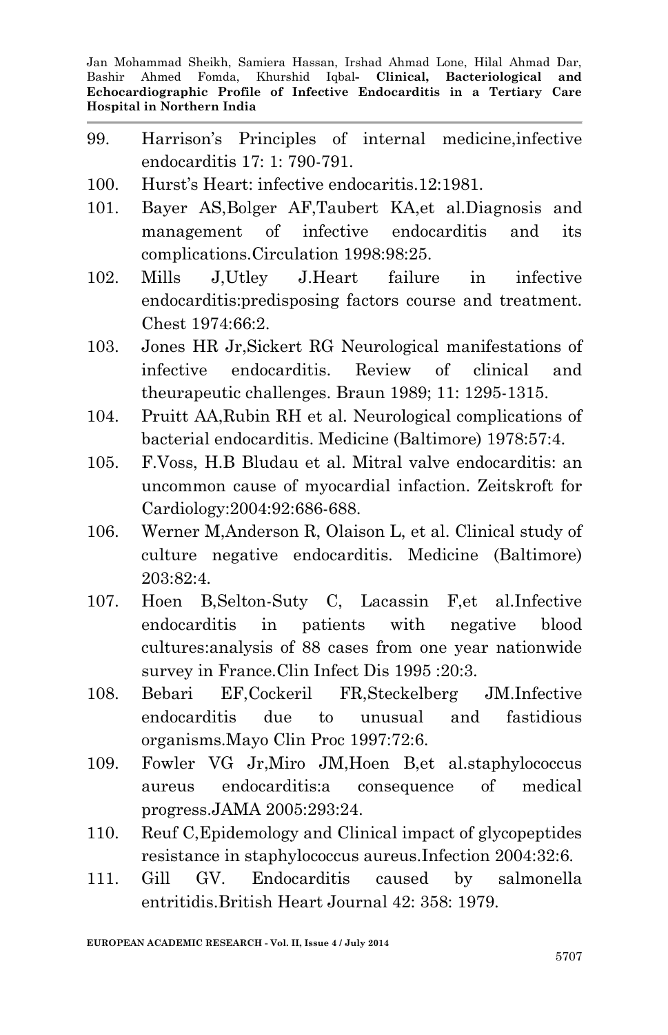99. Harrison's Principles of internal medicine,infective endocarditis 17: 1: 790-791.
100. Hurst's Heart: infective endocaritis.12:1981.
101. Bayer AS,Bolger AF,Taubert KA,et al.Diagnosis and management of infective endocarditis and its complications.Circulation 1998:98:25.
102. Mills J,Utley J.Heart failure in infective endocarditis:predisposing factors course and treatment. Chest 1974:66:2.
103. Jones HR Jr,Sickert RG Neurological manifestations of infective endocarditis. Review of clinical and theurapeutic challenges. Braun 1989; 11: 1295-1315.
104. Pruitt AA,Rubin RH et al. Neurological complications of bacterial endocarditis. Medicine (Baltimore) 1978:57:4.
105. F.Voss, H.B Bludau et al. Mitral valve endocarditis: an uncommon cause of myocardial infaction. Zeitskroft for Cardiology:2004:92:686-688.
106. Werner M,Anderson R, Olaison L, et al. Clinical study of culture negative endocarditis. Medicine (Baltimore) 203:82:4.
107. Hoen B,Selton-Suty C, Lacassin F,et al.Infective endocarditis in patients with negative blood cultures:analysis of 88 cases from one year nationwide survey in France.Clin Infect Dis 1995 :20:3.
108. Bebari EF,Cockeril FR,Steckelberg JM.Infective endocarditis due to unusual and fastidious organisms.Mayo Clin Proc 1997:72:6.
109. Fowler VG Jr,Miro JM,Hoen B,et al.staphylococcus aureus endocarditis:a consequence of medical progress.JAMA 2005:293:24.
110. Reuf C,Epidemology and Clinical impact of glycopeptides resistance in staphylococcus aureus.Infection 2004:32:6.
111. Gill GV. Endocarditis caused by salmonella entritidis.British Heart Journal 42: 358: 1979.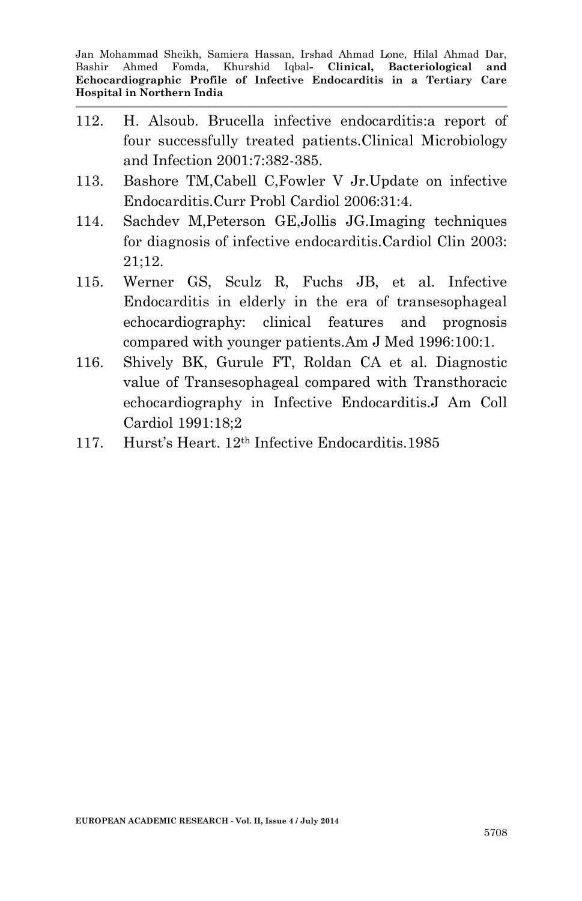112. H. Alsoub. Brucella infective endocarditis:a report of four successfully treated patients.Clinical Microbiology and Infection 2001:7:382-385.
113. Bashore TM,Cabell C,Fowler V Jr.Update on infective Endocarditis.Curr Probl Cardiol 2006:31:4.
114. Sachdev M,Peterson GE,Jollis JG.Imaging techniques for diagnosis of infective endocarditis.Cardiol Clin 2003: 21;12.
115. Werner GS, Sculz R, Fuchs JB, et al. Infective Endocarditis in elderly in the era of transesophageal echocardiography: clinical features and prognosis compared with younger patients.Am J Med 1996:100:1.
116. Shively BK, Gurule FT, Roldan CA et al. Diagnostic value of Transesophageal compared with Transthoracic echocardiography in Infective Endocarditis.J Am Coll Cardiol 1991:18;2
117. Hurst's Heart. 12th Infective Endocarditis.1985